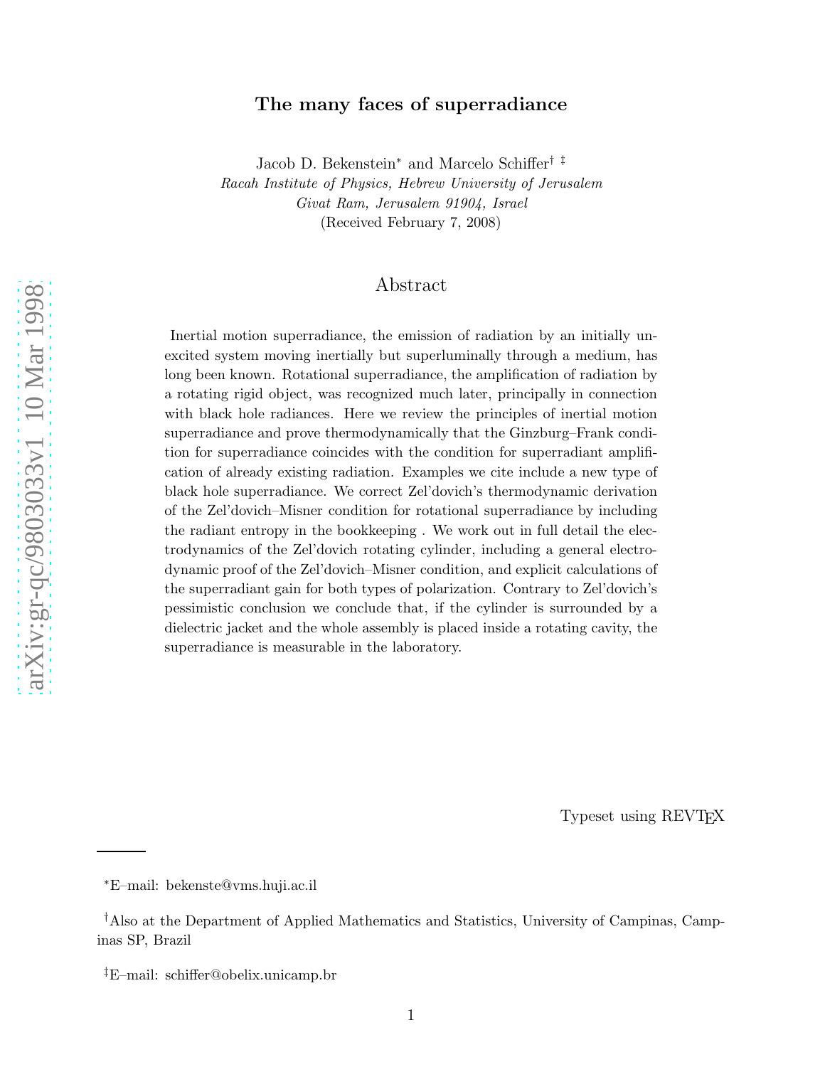# The many faces of superradiance

Jacob D. Bekenstein* and Marcelo Schiffer† ‡

*Racah Institute of Physics, Hebrew University of Jerusalem*
*Givat Ram, Jerusalem 91904, Israel*
(Received February 7, 2008)

## Abstract

Inertial motion superradiance, the emission of radiation by an initially unexcited system moving inertially but superluminally through a medium, has long been known. Rotational superradiance, the amplification of radiation by a rotating rigid object, was recognized much later, principally in connection with black hole radiances. Here we review the principles of inertial motion superradiance and prove thermodynamically that the Ginzburg–Frank condition for superradiance coincides with the condition for superradiant amplification of already existing radiation. Examples we cite include a new type of black hole superradiance. We correct Zel'dovich's thermodynamic derivation of the Zel'dovich–Misner condition for rotational superradiance by including the radiant entropy in the bookkeeping . We work out in full detail the electrodynamics of the Zel'dovich rotating cylinder, including a general electrodynamic proof of the Zel'dovich–Misner condition, and explicit calculations of the superradiant gain for both types of polarization. Contrary to Zel'dovich's pessimistic conclusion we conclude that, if the cylinder is surrounded by a dielectric jacket and the whole assembly is placed inside a rotating cavity, the superradiance is measurable in the laboratory.

Typeset using REVTEX

---

*E–mail: bekenste@vms.huji.ac.il

†Also at the Department of Applied Mathematics and Statistics, University of Campinas, Campinas SP, Brazil

‡E–mail: schiffer@obelix.unicamp.br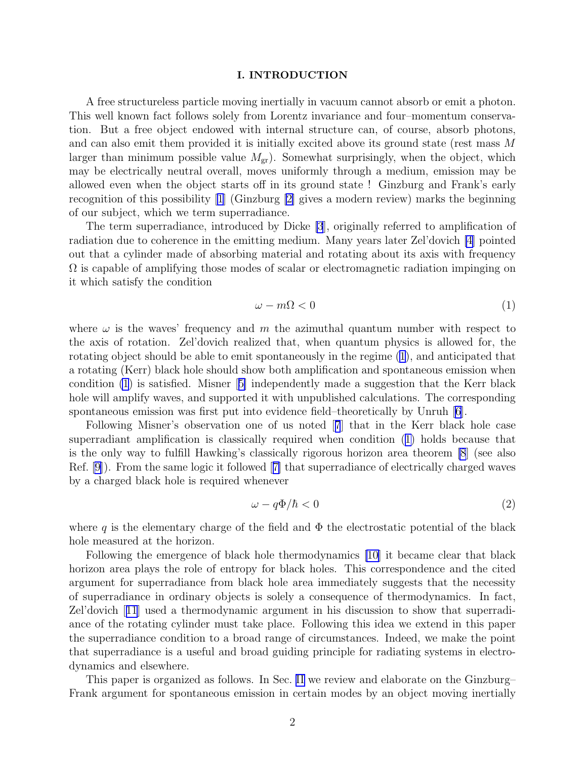## I. INTRODUCTION

A free structureless particle moving inertially in vacuum cannot absorb or emit a photon. This well known fact follows solely from Lorentz invariance and four–momentum conservation. But a free object endowed with internal structure can, of course, absorb photons, and can also emit them provided it is initially excited above its ground state (rest mass $M$ larger than minimum possible value $M_{\rm gr}$). Somewhat surprisingly, when the object, which may be electrically neutral overall, moves uniformly through a medium, emission may be allowed even when the object starts off in its ground state ! Ginzburg and Frank's early recognition of this possibility [1] (Ginzburg [2] gives a modern review) marks the beginning of our subject, which we term superradiance.

The term superradiance, introduced by Dicke [3], originally referred to amplification of radiation due to coherence in the emitting medium. Many years later Zel'dovich [4] pointed out that a cylinder made of absorbing material and rotating about its axis with frequency $\Omega$ is capable of amplifying those modes of scalar or electromagnetic radiation impinging on it which satisfy the condition

$$\omega - m\Omega < 0 \tag{1}$$

where $\omega$ is the waves' frequency and $m$ the azimuthal quantum number with respect to the axis of rotation. Zel'dovich realized that, when quantum physics is allowed for, the rotating object should be able to emit spontaneously in the regime (1), and anticipated that a rotating (Kerr) black hole should show both amplification and spontaneous emission when condition (1) is satisfied. Misner [5] independently made a suggestion that the Kerr black hole will amplify waves, and supported it with unpublished calculations. The corresponding spontaneous emission was first put into evidence field–theoretically by Unruh [6].

Following Misner's observation one of us noted [7] that in the Kerr black hole case superradiant amplification is classically required when condition (1) holds because that is the only way to fulfill Hawking's classically rigorous horizon area theorem [8] (see also Ref. [9]). From the same logic it followed [7] that superradiance of electrically charged waves by a charged black hole is required whenever

$$\omega - q\Phi/\hbar < 0 \tag{2}$$

where $q$ is the elementary charge of the field and $\Phi$ the electrostatic potential of the black hole measured at the horizon.

Following the emergence of black hole thermodynamics [10] it became clear that black horizon area plays the role of entropy for black holes. This correspondence and the cited argument for superradiance from black hole area immediately suggests that the necessity of superradiance in ordinary objects is solely a consequence of thermodynamics. In fact, Zel'dovich [11] used a thermodynamic argument in his discussion to show that superradiance of the rotating cylinder must take place. Following this idea we extend in this paper the superradiance condition to a broad range of circumstances. Indeed, we make the point that superradiance is a useful and broad guiding principle for radiating systems in electrodynamics and elsewhere.

This paper is organized as follows. In Sec. II we review and elaborate on the Ginzburg–Frank argument for spontaneous emission in certain modes by an object moving inertially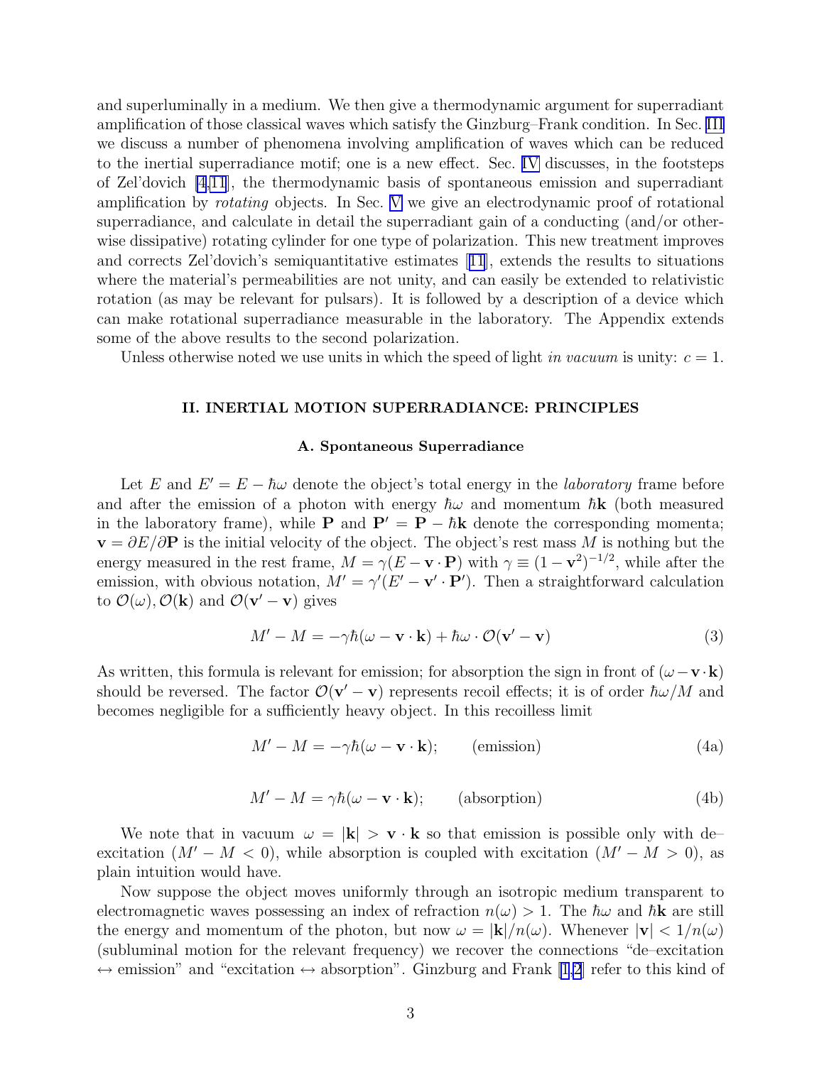and superluminally in a medium. We then give a thermodynamic argument for superradiant amplification of those classical waves which satisfy the Ginzburg–Frank condition. In Sec. III we discuss a number of phenomena involving amplification of waves which can be reduced to the inertial superradiance motif; one is a new effect. Sec. IV discusses, in the footsteps of Zel'dovich [4,11], the thermodynamic basis of spontaneous emission and superradiant amplification by *rotating* objects. In Sec. V we give an electrodynamic proof of rotational superradiance, and calculate in detail the superradiant gain of a conducting (and/or otherwise dissipative) rotating cylinder for one type of polarization. This new treatment improves and corrects Zel'dovich's semiquantitative estimates [11], extends the results to situations where the material's permeabilities are not unity, and can easily be extended to relativistic rotation (as may be relevant for pulsars). It is followed by a description of a device which can make rotational superradiance measurable in the laboratory. The Appendix extends some of the above results to the second polarization.

Unless otherwise noted we use units in which the speed of light *in vacuum* is unity: $c = 1$.

## II. INERTIAL MOTION SUPERRADIANCE: PRINCIPLES

### A. Spontaneous Superradiance

Let $E$ and $E' = E - \hbar\omega$ denote the object's total energy in the *laboratory* frame before and after the emission of a photon with energy $\hbar\omega$ and momentum $\hbar\mathbf{k}$ (both measured in the laboratory frame), while $\mathbf{P}$ and $\mathbf{P}' = \mathbf{P} - \hbar\mathbf{k}$ denote the corresponding momenta; $\mathbf{v} = \partial E/\partial \mathbf{P}$ is the initial velocity of the object. The object's rest mass $M$ is nothing but the energy measured in the rest frame, $M = \gamma(E - \mathbf{v}\cdot\mathbf{P})$ with $\gamma \equiv (1 - \mathbf{v}^2)^{-1/2}$, while after the emission, with obvious notation, $M' = \gamma'(E' - \mathbf{v}'\cdot\mathbf{P}')$. Then a straightforward calculation to $\mathcal{O}(\omega), \mathcal{O}(\mathbf{k})$ and $\mathcal{O}(\mathbf{v}' - \mathbf{v})$ gives

$$M' - M = -\gamma\hbar(\omega - \mathbf{v}\cdot\mathbf{k}) + \hbar\omega\cdot\mathcal{O}(\mathbf{v}' - \mathbf{v}) \tag{3}$$

As written, this formula is relevant for emission; for absorption the sign in front of $(\omega - \mathbf{v}\cdot\mathbf{k})$ should be reversed. The factor $\mathcal{O}(\mathbf{v}' - \mathbf{v})$ represents recoil effects; it is of order $\hbar\omega/M$ and becomes negligible for a sufficiently heavy object. In this recoilless limit

$$M' - M = -\gamma\hbar(\omega - \mathbf{v}\cdot\mathbf{k}); \qquad \text{(emission)} \tag{4a}$$

$$M' - M = \gamma\hbar(\omega - \mathbf{v}\cdot\mathbf{k}); \qquad \text{(absorption)} \tag{4b}$$

We note that in vacuum $\omega = |\mathbf{k}| > \mathbf{v}\cdot\mathbf{k}$ so that emission is possible only with de–excitation ($M' - M < 0$), while absorption is coupled with excitation ($M' - M > 0$), as plain intuition would have.

Now suppose the object moves uniformly through an isotropic medium transparent to electromagnetic waves possessing an index of refraction $n(\omega) > 1$. The $\hbar\omega$ and $\hbar\mathbf{k}$ are still the energy and momentum of the photon, but now $\omega = |\mathbf{k}|/n(\omega)$. Whenever $|\mathbf{v}| < 1/n(\omega)$ (subluminal motion for the relevant frequency) we recover the connections "de–excitation $\leftrightarrow$ emission" and "excitation $\leftrightarrow$ absorption". Ginzburg and Frank [1,2] refer to this kind of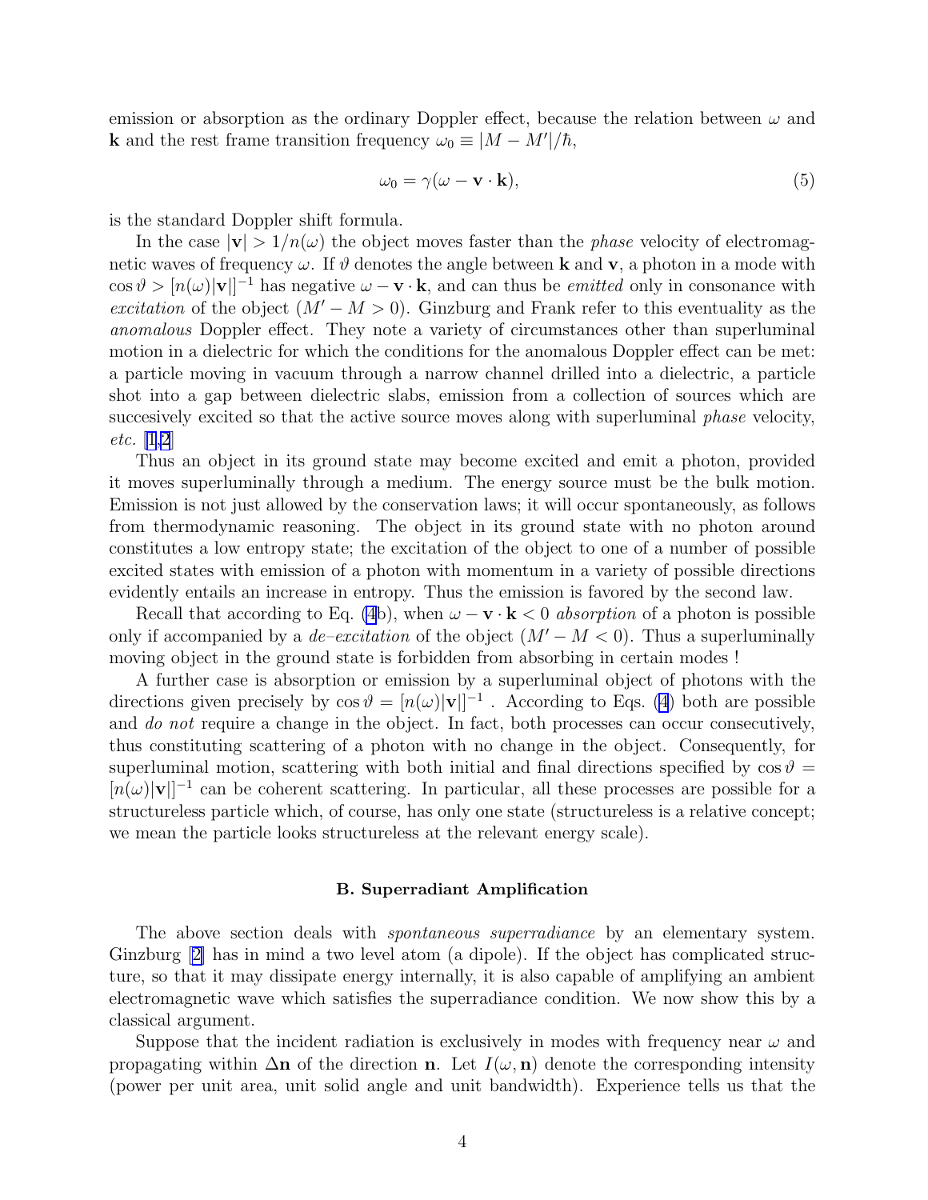emission or absorption as the ordinary Doppler effect, because the relation between $\omega$ and $\mathbf{k}$ and the rest frame transition frequency $\omega_0 \equiv |M - M'|/\hbar$,

$$\omega_0 = \gamma(\omega - \mathbf{v} \cdot \mathbf{k}), \tag{5}$$

is the standard Doppler shift formula.

In the case $|\mathbf{v}| > 1/n(\omega)$ the object moves faster than the *phase* velocity of electromagnetic waves of frequency $\omega$. If $\vartheta$ denotes the angle between $\mathbf{k}$ and $\mathbf{v}$, a photon in a mode with $\cos\vartheta > [n(\omega)|\mathbf{v}|]^{-1}$ has negative $\omega - \mathbf{v} \cdot \mathbf{k}$, and can thus be *emitted* only in consonance with *excitation* of the object ($M' - M > 0$). Ginzburg and Frank refer to this eventuality as the *anomalous* Doppler effect. They note a variety of circumstances other than superluminal motion in a dielectric for which the conditions for the anomalous Doppler effect can be met: a particle moving in vacuum through a narrow channel drilled into a dielectric, a particle shot into a gap between dielectric slabs, emission from a collection of sources which are succesively excited so that the active source moves along with superluminal *phase* velocity, *etc.* [1,2]

Thus an object in its ground state may become excited and emit a photon, provided it moves superluminally through a medium. The energy source must be the bulk motion. Emission is not just allowed by the conservation laws; it will occur spontaneously, as follows from thermodynamic reasoning. The object in its ground state with no photon around constitutes a low entropy state; the excitation of the object to one of a number of possible excited states with emission of a photon with momentum in a variety of possible directions evidently entails an increase in entropy. Thus the emission is favored by the second law.

Recall that according to Eq. (4b), when $\omega - \mathbf{v} \cdot \mathbf{k} < 0$ *absorption* of a photon is possible only if accompanied by a *de–excitation* of the object ($M' - M < 0$). Thus a superluminally moving object in the ground state is forbidden from absorbing in certain modes !

A further case is absorption or emission by a superluminal object of photons with the directions given precisely by $\cos\vartheta = [n(\omega)|\mathbf{v}|]^{-1}$ . According to Eqs. (4) both are possible and *do not* require a change in the object. In fact, both processes can occur consecutively, thus constituting scattering of a photon with no change in the object. Consequently, for superluminal motion, scattering with both initial and final directions specified by $\cos\vartheta = [n(\omega)|\mathbf{v}|]^{-1}$ can be coherent scattering. In particular, all these processes are possible for a structureless particle which, of course, has only one state (structureless is a relative concept; we mean the particle looks structureless at the relevant energy scale).

### B. Superradiant Amplification

The above section deals with *spontaneous superradiance* by an elementary system. Ginzburg [2] has in mind a two level atom (a dipole). If the object has complicated structure, so that it may dissipate energy internally, it is also capable of amplifying an ambient electromagnetic wave which satisfies the superradiance condition. We now show this by a classical argument.

Suppose that the incident radiation is exclusively in modes with frequency near $\omega$ and propagating within $\Delta\mathbf{n}$ of the direction $\mathbf{n}$. Let $I(\omega, \mathbf{n})$ denote the corresponding intensity (power per unit area, unit solid angle and unit bandwidth). Experience tells us that the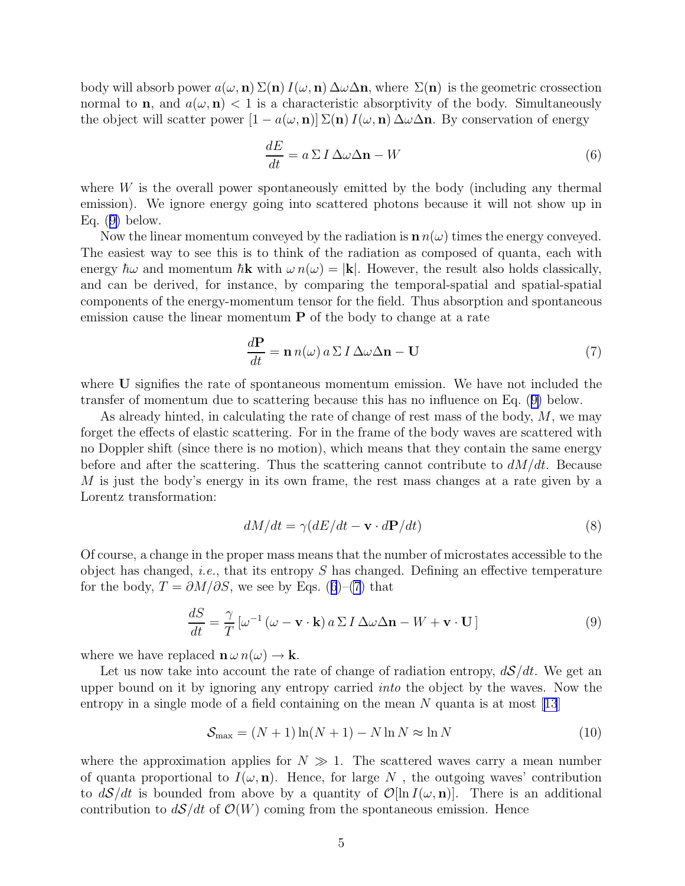body will absorb power $a(\omega, \mathbf{n})\,\Sigma(\mathbf{n})\,I(\omega, \mathbf{n})\,\Delta\omega\Delta\mathbf{n}$, where $\Sigma(\mathbf{n})$ is the geometric crossection normal to $\mathbf{n}$, and $a(\omega, \mathbf{n}) < 1$ is a characteristic absorptivity of the body. Simultaneously the object will scatter power $[1 - a(\omega, \mathbf{n})]\,\Sigma(\mathbf{n})\,I(\omega, \mathbf{n})\,\Delta\omega\Delta\mathbf{n}$. By conservation of energy

$$\frac{dE}{dt} = a\,\Sigma\,I\,\Delta\omega\Delta\mathbf{n} - W \tag{6}$$

where $W$ is the overall power spontaneously emitted by the body (including any thermal emission). We ignore energy going into scattered photons because it will not show up in Eq. (9) below.

Now the linear momentum conveyed by the radiation is $\mathbf{n}\,n(\omega)$ times the energy conveyed. The easiest way to see this is to think of the radiation as composed of quanta, each with energy $\hbar\omega$ and momentum $\hbar\mathbf{k}$ with $\omega\,n(\omega) = |\mathbf{k}|$. However, the result also holds classically, and can be derived, for instance, by comparing the temporal-spatial and spatial-spatial components of the energy-momentum tensor for the field. Thus absorption and spontaneous emission cause the linear momentum $\mathbf{P}$ of the body to change at a rate

$$\frac{d\mathbf{P}}{dt} = \mathbf{n}\,n(\omega)\,a\,\Sigma\,I\,\Delta\omega\Delta\mathbf{n} - \mathbf{U} \tag{7}$$

where $\mathbf{U}$ signifies the rate of spontaneous momentum emission. We have not included the transfer of momentum due to scattering because this has no influence on Eq. (9) below.

As already hinted, in calculating the rate of change of rest mass of the body, $M$, we may forget the effects of elastic scattering. For in the frame of the body waves are scattered with no Doppler shift (since there is no motion), which means that they contain the same energy before and after the scattering. Thus the scattering cannot contribute to $dM/dt$. Because $M$ is just the body's energy in its own frame, the rest mass changes at a rate given by a Lorentz transformation:

$$dM/dt = \gamma(dE/dt - \mathbf{v}\cdot d\mathbf{P}/dt) \tag{8}$$

Of course, a change in the proper mass means that the number of microstates accessible to the object has changed, *i.e.*, that its entropy $S$ has changed. Defining an effective temperature for the body, $T = \partial M/\partial S$, we see by Eqs. (6)–(7) that

$$\frac{dS}{dt} = \frac{\gamma}{T}\left[\omega^{-1}\,(\omega - \mathbf{v}\cdot\mathbf{k})\,a\,\Sigma\,I\,\Delta\omega\Delta\mathbf{n} - W + \mathbf{v}\cdot\mathbf{U}\,\right] \tag{9}$$

where we have replaced $\mathbf{n}\,\omega\,n(\omega) \to \mathbf{k}$.

Let us now take into account the rate of change of radiation entropy, $d\mathcal{S}/dt$. We get an upper bound on it by ignoring any entropy carried *into* the object by the waves. Now the entropy in a single mode of a field containing on the mean $N$ quanta is at most [13]

$$\mathcal{S}_{\max} = (N+1)\ln(N+1) - N\ln N \approx \ln N \tag{10}$$

where the approximation applies for $N \gg 1$. The scattered waves carry a mean number of quanta proportional to $I(\omega, \mathbf{n})$. Hence, for large $N$ , the outgoing waves' contribution to $d\mathcal{S}/dt$ is bounded from above by a quantity of $\mathcal{O}[\ln I(\omega, \mathbf{n})]$. There is an additional contribution to $d\mathcal{S}/dt$ of $\mathcal{O}(W)$ coming from the spontaneous emission. Hence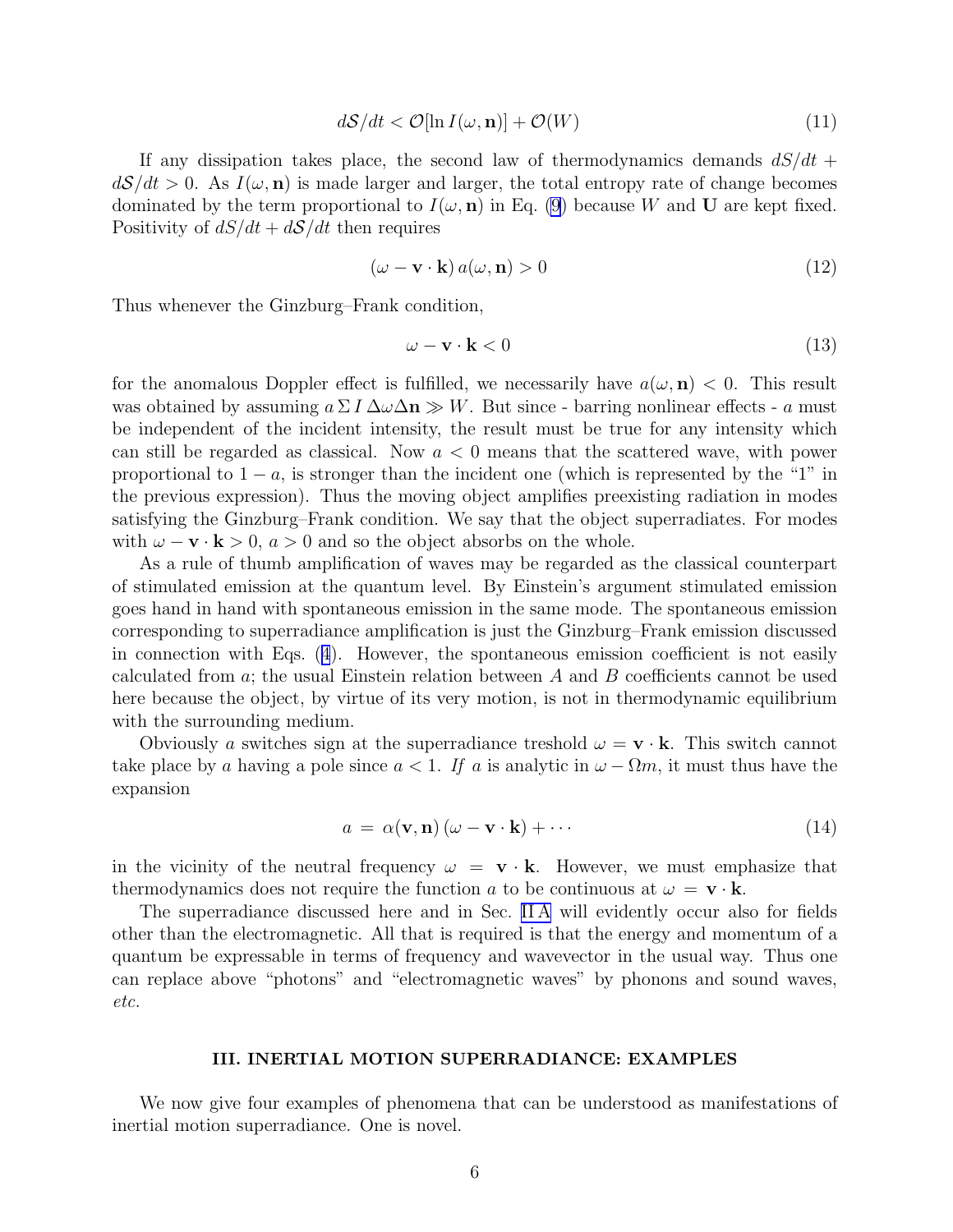$$d\mathcal{S}/dt < \mathcal{O}[\ln I(\omega, \mathbf{n})] + \mathcal{O}(W) \tag{11}$$

If any dissipation takes place, the second law of thermodynamics demands $dS/dt + d\mathcal{S}/dt > 0$. As $I(\omega, \mathbf{n})$ is made larger and larger, the total entropy rate of change becomes dominated by the term proportional to $I(\omega, \mathbf{n})$ in Eq. (9) because $W$ and $\mathbf{U}$ are kept fixed. Positivity of $dS/dt + d\mathcal{S}/dt$ then requires

$$(\omega - \mathbf{v} \cdot \mathbf{k})\, a(\omega, \mathbf{n}) > 0 \tag{12}$$

Thus whenever the Ginzburg–Frank condition,

$$\omega - \mathbf{v} \cdot \mathbf{k} < 0 \tag{13}$$

for the anomalous Doppler effect is fulfilled, we necessarily have $a(\omega, \mathbf{n}) < 0$. This result was obtained by assuming $a\, \Sigma\, I\, \Delta\omega \Delta\mathbf{n} \gg W$. But since - barring nonlinear effects - $a$ must be independent of the incident intensity, the result must be true for any intensity which can still be regarded as classical. Now $a < 0$ means that the scattered wave, with power proportional to $1 - a$, is stronger than the incident one (which is represented by the "1" in the previous expression). Thus the moving object amplifies preexisting radiation in modes satisfying the Ginzburg–Frank condition. We say that the object superradiates. For modes with $\omega - \mathbf{v} \cdot \mathbf{k} > 0$, $a > 0$ and so the object absorbs on the whole.

As a rule of thumb amplification of waves may be regarded as the classical counterpart of stimulated emission at the quantum level. By Einstein's argument stimulated emission goes hand in hand with spontaneous emission in the same mode. The spontaneous emission corresponding to superradiance amplification is just the Ginzburg–Frank emission discussed in connection with Eqs. (4). However, the spontaneous emission coefficient is not easily calculated from $a$; the usual Einstein relation between $A$ and $B$ coefficients cannot be used here because the object, by virtue of its very motion, is not in thermodynamic equilibrium with the surrounding medium.

Obviously $a$ switches sign at the superradiance treshold $\omega = \mathbf{v} \cdot \mathbf{k}$. This switch cannot take place by $a$ having a pole since $a < 1$. *If* $a$ is analytic in $\omega - \Omega m$, it must thus have the expansion

$$a \,=\, \alpha(\mathbf{v}, \mathbf{n})\, (\omega - \mathbf{v} \cdot \mathbf{k}) + \cdots \tag{14}$$

in the vicinity of the neutral frequency $\omega = \mathbf{v} \cdot \mathbf{k}$. However, we must emphasize that thermodynamics does not require the function $a$ to be continuous at $\omega = \mathbf{v} \cdot \mathbf{k}$.

The superradiance discussed here and in Sec. II A will evidently occur also for fields other than the electromagnetic. All that is required is that the energy and momentum of a quantum be expressable in terms of frequency and wavevector in the usual way. Thus one can replace above "photons" and "electromagnetic waves" by phonons and sound waves, *etc.*

## III. INERTIAL MOTION SUPERRADIANCE: EXAMPLES

We now give four examples of phenomena that can be understood as manifestations of inertial motion superradiance. One is novel.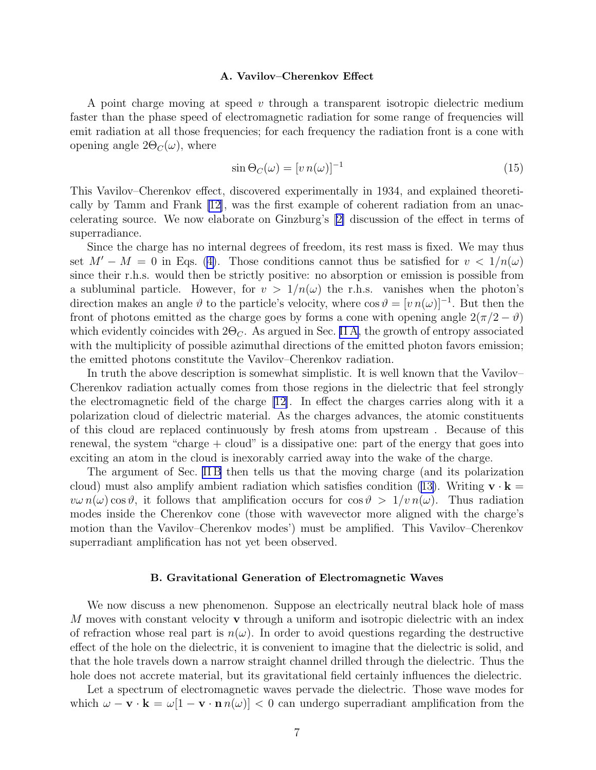### A. Vavilov–Cherenkov Effect

A point charge moving at speed $v$ through a transparent isotropic dielectric medium faster than the phase speed of electromagnetic radiation for some range of frequencies will emit radiation at all those frequencies; for each frequency the radiation front is a cone with opening angle $2\Theta_C(\omega)$, where

$$\sin\Theta_C(\omega) = [v\,n(\omega)]^{-1} \tag{15}$$

This Vavilov–Cherenkov effect, discovered experimentally in 1934, and explained theoretically by Tamm and Frank [12], was the first example of coherent radiation from an unaccelerating source. We now elaborate on Ginzburg's [2] discussion of the effect in terms of superradiance.

Since the charge has no internal degrees of freedom, its rest mass is fixed. We may thus set $M' - M = 0$ in Eqs. (4). Those conditions cannot thus be satisfied for $v < 1/n(\omega)$ since their r.h.s. would then be strictly positive: no absorption or emission is possible from a subluminal particle. However, for $v > 1/n(\omega)$ the r.h.s. vanishes when the photon's direction makes an angle $\vartheta$ to the particle's velocity, where $\cos\vartheta = [v\,n(\omega)]^{-1}$. But then the front of photons emitted as the charge goes by forms a cone with opening angle $2(\pi/2 - \vartheta)$ which evidently coincides with $2\Theta_C$. As argued in Sec. II A, the growth of entropy associated with the multiplicity of possible azimuthal directions of the emitted photon favors emission; the emitted photons constitute the Vavilov–Cherenkov radiation.

In truth the above description is somewhat simplistic. It is well known that the Vavilov–Cherenkov radiation actually comes from those regions in the dielectric that feel strongly the electromagnetic field of the charge [12]. In effect the charges carries along with it a polarization cloud of dielectric material. As the charges advances, the atomic constituents of this cloud are replaced continuously by fresh atoms from upstream . Because of this renewal, the system "charge + cloud" is a dissipative one: part of the energy that goes into exciting an atom in the cloud is inexorably carried away into the wake of the charge.

The argument of Sec. II B then tells us that the moving charge (and its polarization cloud) must also amplify ambient radiation which satisfies condition (13). Writing $\mathbf{v}\cdot\mathbf{k} = v\omega\,n(\omega)\cos\vartheta$, it follows that amplification occurs for $\cos\vartheta > 1/v\,n(\omega)$. Thus radiation modes inside the Cherenkov cone (those with wavevector more aligned with the charge's motion than the Vavilov–Cherenkov modes') must be amplified. This Vavilov–Cherenkov superradiant amplification has not yet been observed.

### B. Gravitational Generation of Electromagnetic Waves

We now discuss a new phenomenon. Suppose an electrically neutral black hole of mass $M$ moves with constant velocity $\mathbf{v}$ through a uniform and isotropic dielectric with an index of refraction whose real part is $n(\omega)$. In order to avoid questions regarding the destructive effect of the hole on the dielectric, it is convenient to imagine that the dielectric is solid, and that the hole travels down a narrow straight channel drilled through the dielectric. Thus the hole does not accrete material, but its gravitational field certainly influences the dielectric.

Let a spectrum of electromagnetic waves pervade the dielectric. Those wave modes for which $\omega - \mathbf{v}\cdot\mathbf{k} = \omega[1 - \mathbf{v}\cdot\mathbf{n}\,n(\omega)] < 0$ can undergo superradiant amplification from the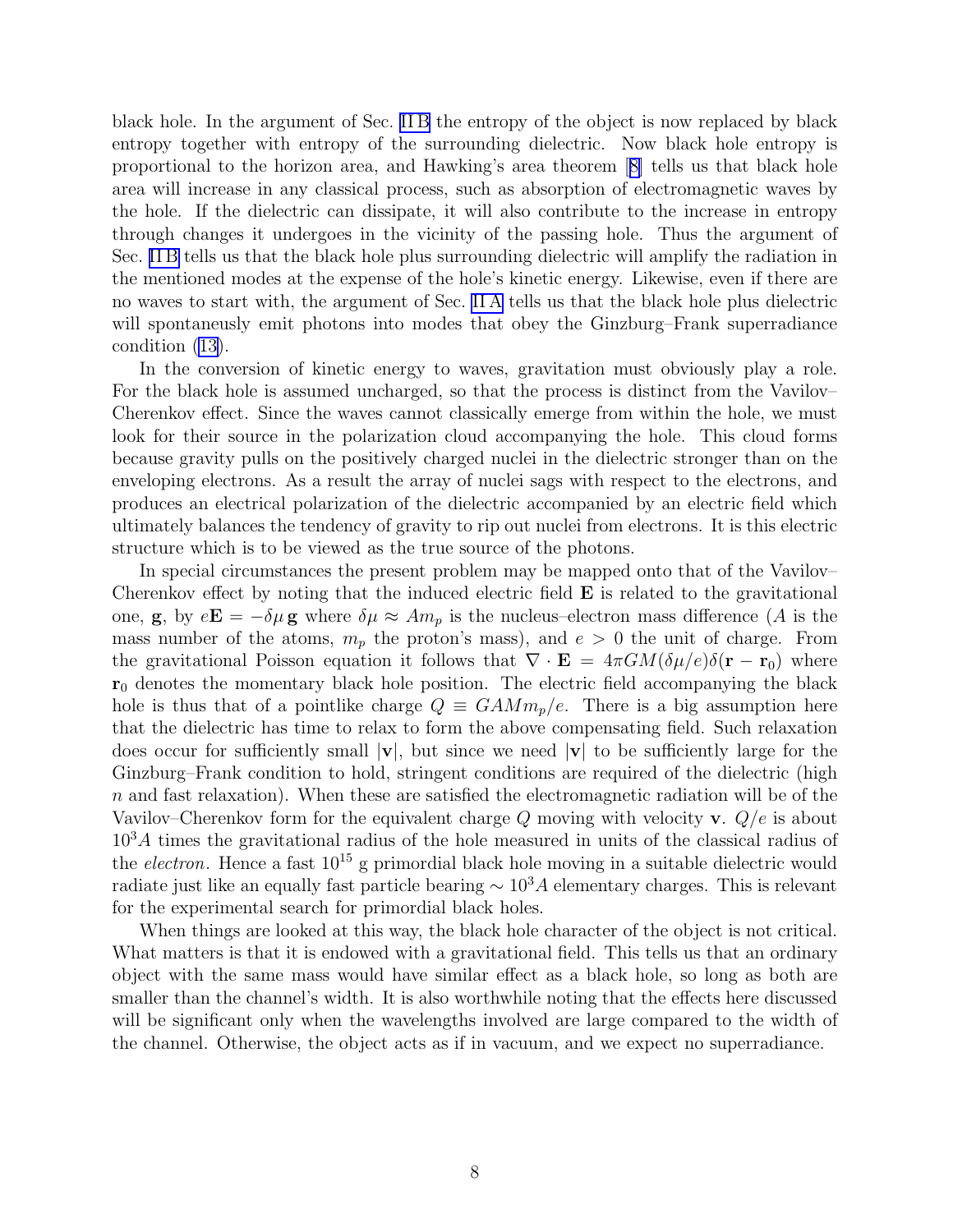black hole. In the argument of Sec. II B the entropy of the object is now replaced by black entropy together with entropy of the surrounding dielectric. Now black hole entropy is proportional to the horizon area, and Hawking's area theorem [8] tells us that black hole area will increase in any classical process, such as absorption of electromagnetic waves by the hole. If the dielectric can dissipate, it will also contribute to the increase in entropy through changes it undergoes in the vicinity of the passing hole. Thus the argument of Sec. II B tells us that the black hole plus surrounding dielectric will amplify the radiation in the mentioned modes at the expense of the hole's kinetic energy. Likewise, even if there are no waves to start with, the argument of Sec. II A tells us that the black hole plus dielectric will spontaneously emit photons into modes that obey the Ginzburg–Frank superradiance condition (13).

In the conversion of kinetic energy to waves, gravitation must obviously play a role. For the black hole is assumed uncharged, so that the process is distinct from the Vavilov–Cherenkov effect. Since the waves cannot classically emerge from within the hole, we must look for their source in the polarization cloud accompanying the hole. This cloud forms because gravity pulls on the positively charged nuclei in the dielectric stronger than on the enveloping electrons. As a result the array of nuclei sags with respect to the electrons, and produces an electrical polarization of the dielectric accompanied by an electric field which ultimately balances the tendency of gravity to rip out nuclei from electrons. It is this electric structure which is to be viewed as the true source of the photons.

In special circumstances the present problem may be mapped onto that of the Vavilov–Cherenkov effect by noting that the induced electric field $\mathbf{E}$ is related to the gravitational one, $\mathbf{g}$, by $e\mathbf{E} = -\delta\mu\, \mathbf{g}$ where $\delta\mu \approx Am_p$ is the nucleus–electron mass difference ($A$ is the mass number of the atoms, $m_p$ the proton's mass), and $e > 0$ the unit of charge. From the gravitational Poisson equation it follows that $\nabla \cdot \mathbf{E} = 4\pi GM(\delta\mu/e)\delta(\mathbf{r} - \mathbf{r}_0)$ where $\mathbf{r}_0$ denotes the momentary black hole position. The electric field accompanying the black hole is thus that of a pointlike charge $Q \equiv GAMm_p/e$. There is a big assumption here that the dielectric has time to relax to form the above compensating field. Such relaxation does occur for sufficiently small $|\mathbf{v}|$, but since we need $|\mathbf{v}|$ to be sufficiently large for the Ginzburg–Frank condition to hold, stringent conditions are required of the dielectric (high $n$ and fast relaxation). When these are satisfied the electromagnetic radiation will be of the Vavilov–Cherenkov form for the equivalent charge $Q$ moving with velocity $\mathbf{v}$. $Q/e$ is about $10^3 A$ times the gravitational radius of the hole measured in units of the classical radius of the *electron*. Hence a fast $10^{15}$ g primordial black hole moving in a suitable dielectric would radiate just like an equally fast particle bearing $\sim 10^3 A$ elementary charges. This is relevant for the experimental search for primordial black holes.

When things are looked at this way, the black hole character of the object is not critical. What matters is that it is endowed with a gravitational field. This tells us that an ordinary object with the same mass would have similar effect as a black hole, so long as both are smaller than the channel's width. It is also worthwhile noting that the effects here discussed will be significant only when the wavelengths involved are large compared to the width of the channel. Otherwise, the object acts as if in vacuum, and we expect no superradiance.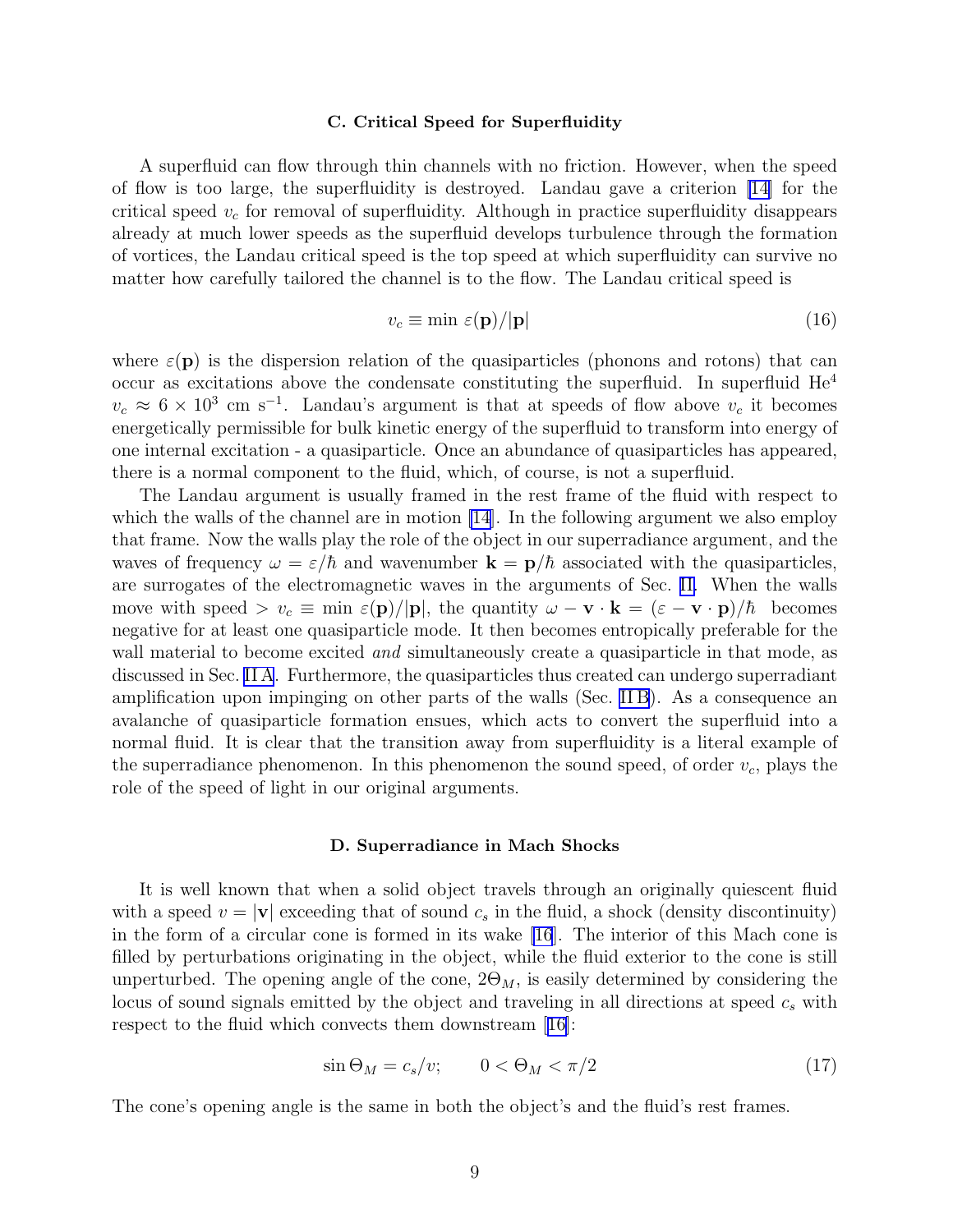### C. Critical Speed for Superfluidity

A superfluid can flow through thin channels with no friction. However, when the speed of flow is too large, the superfluidity is destroyed. Landau gave a criterion [14] for the critical speed $v_c$ for removal of superfluidity. Although in practice superfluidity disappears already at much lower speeds as the superfluid develops turbulence through the formation of vortices, the Landau critical speed is the top speed at which superfluidity can survive no matter how carefully tailored the channel is to the flow. The Landau critical speed is

$$v_c \equiv \min \varepsilon(\mathbf{p})/|\mathbf{p}| \tag{16}$$

where $\varepsilon(\mathbf{p})$ is the dispersion relation of the quasiparticles (phonons and rotons) that can occur as excitations above the condensate constituting the superfluid. In superfluid $\mathrm{He}^4$ $v_c \approx 6 \times 10^3$ cm s$^{-1}$. Landau's argument is that at speeds of flow above $v_c$ it becomes energetically permissible for bulk kinetic energy of the superfluid to transform into energy of one internal excitation - a quasiparticle. Once an abundance of quasiparticles has appeared, there is a normal component to the fluid, which, of course, is not a superfluid.

The Landau argument is usually framed in the rest frame of the fluid with respect to which the walls of the channel are in motion [14]. In the following argument we also employ that frame. Now the walls play the role of the object in our superradiance argument, and the waves of frequency $\omega = \varepsilon/\hbar$ and wavenumber $\mathbf{k} = \mathbf{p}/\hbar$ associated with the quasiparticles, are surrogates of the electromagnetic waves in the arguments of Sec. II. When the walls move with speed $> v_c \equiv \min \varepsilon(\mathbf{p})/|\mathbf{p}|$, the quantity $\omega - \mathbf{v}\cdot\mathbf{k} = (\varepsilon - \mathbf{v}\cdot\mathbf{p})/\hbar$ becomes negative for at least one quasiparticle mode. It then becomes entropically preferable for the wall material to become excited *and* simultaneously create a quasiparticle in that mode, as discussed in Sec. II A. Furthermore, the quasiparticles thus created can undergo superradiant amplification upon impinging on other parts of the walls (Sec. II B). As a consequence an avalanche of quasiparticle formation ensues, which acts to convert the superfluid into a normal fluid. It is clear that the transition away from superfluidity is a literal example of the superradiance phenomenon. In this phenomenon the sound speed, of order $v_c$, plays the role of the speed of light in our original arguments.

### D. Superradiance in Mach Shocks

It is well known that when a solid object travels through an originally quiescent fluid with a speed $v = |\mathbf{v}|$ exceeding that of sound $c_s$ in the fluid, a shock (density discontinuity) in the form of a circular cone is formed in its wake [16]. The interior of this Mach cone is filled by perturbations originating in the object, while the fluid exterior to the cone is still unperturbed. The opening angle of the cone, $2\Theta_M$, is easily determined by considering the locus of sound signals emitted by the object and traveling in all directions at speed $c_s$ with respect to the fluid which convects them downstream [16]:

$$\sin\Theta_M = c_s/v; \qquad 0 < \Theta_M < \pi/2 \tag{17}$$

The cone's opening angle is the same in both the object's and the fluid's rest frames.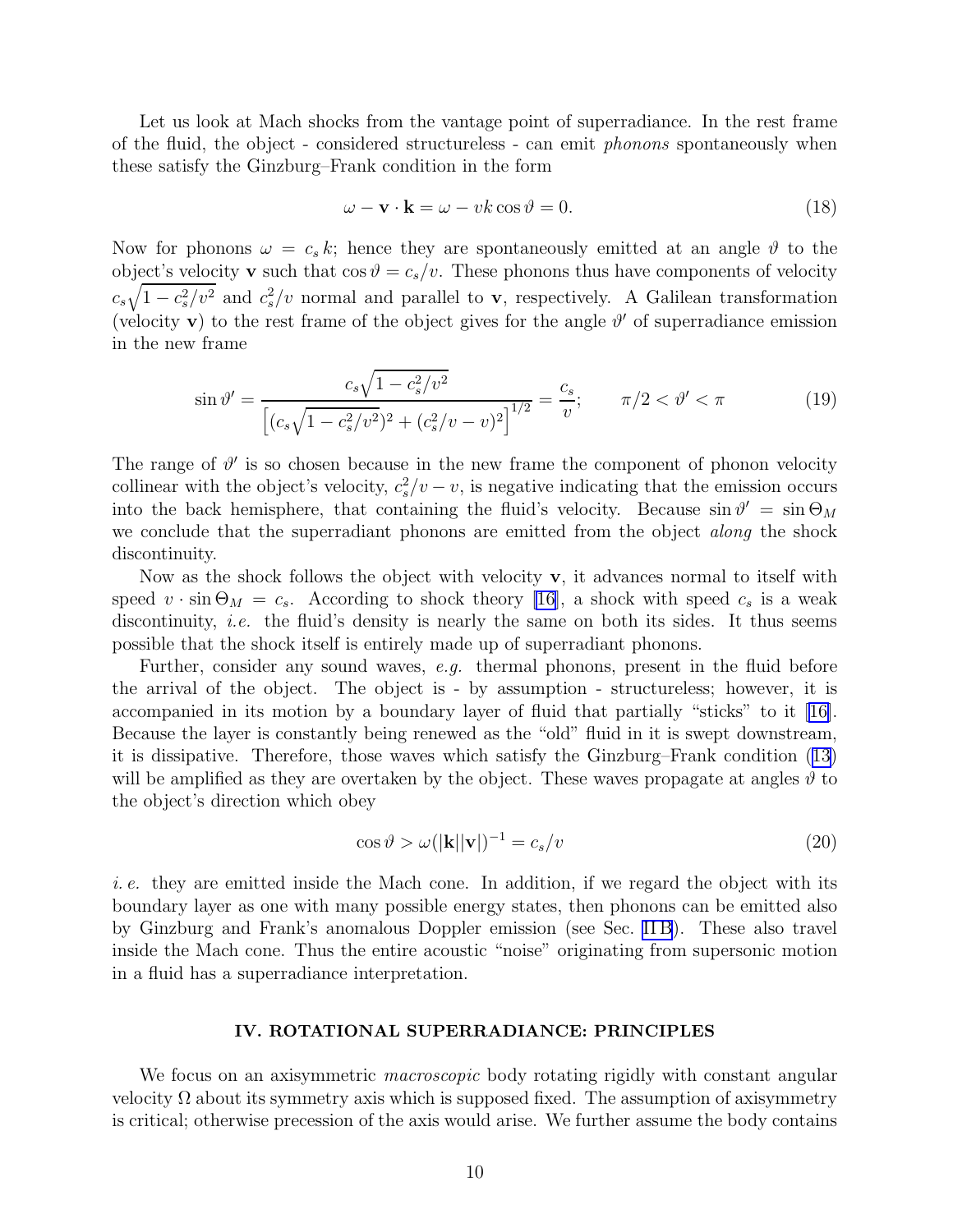Let us look at Mach shocks from the vantage point of superradiance. In the rest frame of the fluid, the object - considered structureless - can emit *phonons* spontaneously when these satisfy the Ginzburg–Frank condition in the form

$$\omega - \mathbf{v}\cdot\mathbf{k} = \omega - vk\cos\vartheta = 0. \tag{18}$$

Now for phonons $\omega = c_s\, k$; hence they are spontaneously emitted at an angle $\vartheta$ to the object's velocity $\mathbf{v}$ such that $\cos\vartheta = c_s/v$. These phonons thus have components of velocity $c_s\sqrt{1-c_s^2/v^2}$ and $c_s^2/v$ normal and parallel to $\mathbf{v}$, respectively. A Galilean transformation (velocity $\mathbf{v}$) to the rest frame of the object gives for the angle $\vartheta'$ of superradiance emission in the new frame

$$\sin\vartheta' = \frac{c_s\sqrt{1-c_s^2/v^2}}{\left[(c_s\sqrt{1-c_s^2/v^2})^2 + (c_s^2/v - v)^2\right]^{1/2}} = \frac{c_s}{v}; \qquad \pi/2 < \vartheta' < \pi \tag{19}$$

The range of $\vartheta'$ is so chosen because in the new frame the component of phonon velocity collinear with the object's velocity, $c_s^2/v - v$, is negative indicating that the emission occurs into the back hemisphere, that containing the fluid's velocity. Because $\sin\vartheta' = \sin\Theta_M$ we conclude that the superradiant phonons are emitted from the object *along* the shock discontinuity.

Now as the shock follows the object with velocity $\mathbf{v}$, it advances normal to itself with speed $v\cdot\sin\Theta_M = c_s$. According to shock theory [16], a shock with speed $c_s$ is a weak discontinuity, *i.e.* the fluid's density is nearly the same on both its sides. It thus seems possible that the shock itself is entirely made up of superradiant phonons.

Further, consider any sound waves, *e.g.* thermal phonons, present in the fluid before the arrival of the object. The object is - by assumption - structureless; however, it is accompanied in its motion by a boundary layer of fluid that partially "sticks" to it [16]. Because the layer is constantly being renewed as the "old" fluid in it is swept downstream, it is dissipative. Therefore, those waves which satisfy the Ginzburg–Frank condition (13) will be amplified as they are overtaken by the object. These waves propagate at angles $\vartheta$ to the object's direction which obey

$$\cos\vartheta > \omega(|\mathbf{k}||\mathbf{v}|)^{-1} = c_s/v \tag{20}$$

*i.e.* they are emitted inside the Mach cone. In addition, if we regard the object with its boundary layer as one with many possible energy states, then phonons can be emitted also by Ginzburg and Frank's anomalous Doppler emission (see Sec. II B). These also travel inside the Mach cone. Thus the entire acoustic "noise" originating from supersonic motion in a fluid has a superradiance interpretation.

## IV. ROTATIONAL SUPERRADIANCE: PRINCIPLES

We focus on an axisymmetric *macroscopic* body rotating rigidly with constant angular velocity $\Omega$ about its symmetry axis which is supposed fixed. The assumption of axisymmetry is critical; otherwise precession of the axis would arise. We further assume the body contains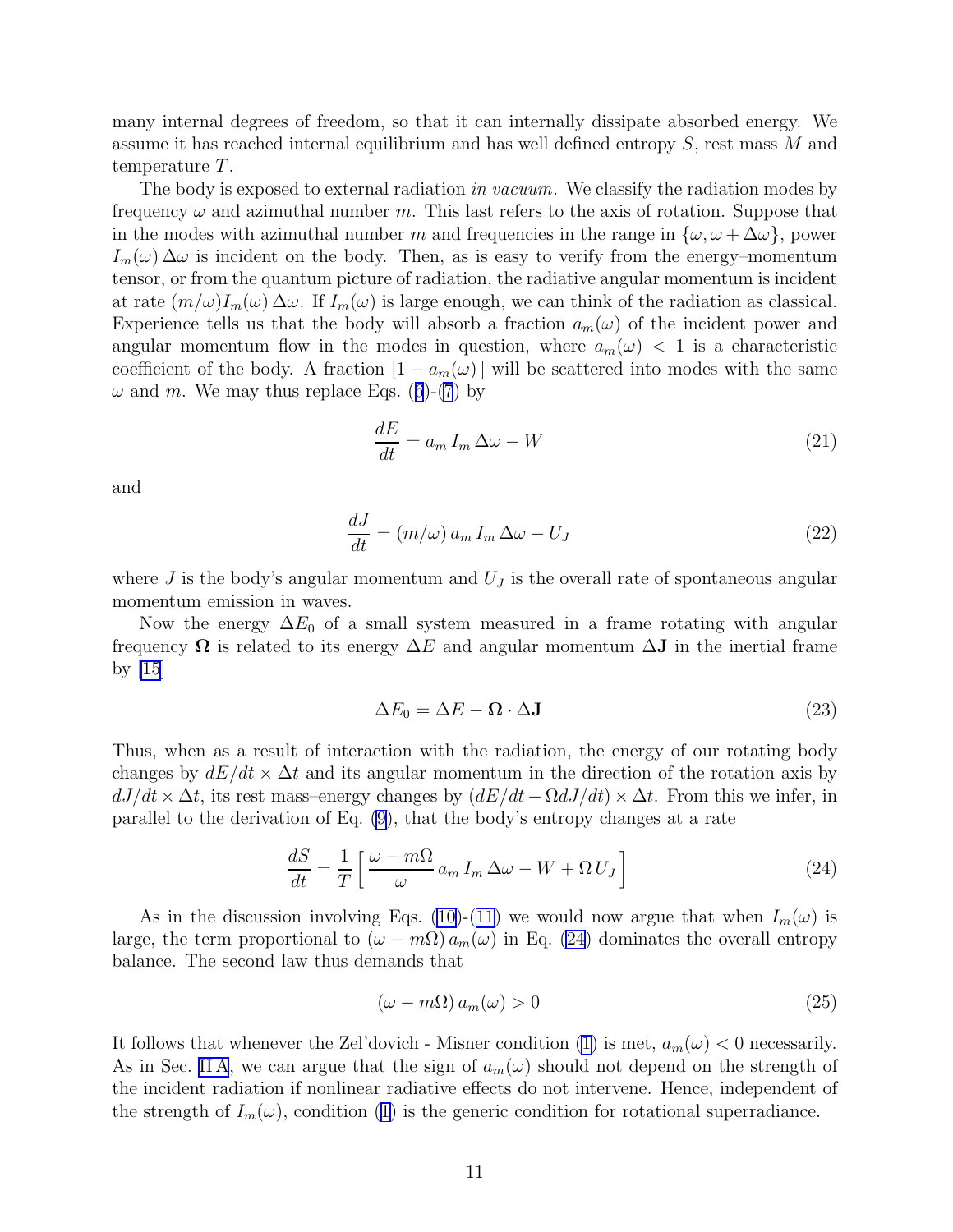many internal degrees of freedom, so that it can internally dissipate absorbed energy. We assume it has reached internal equilibrium and has well defined entropy $S$, rest mass $M$ and temperature $T$.

The body is exposed to external radiation *in vacuum*. We classify the radiation modes by frequency $\omega$ and azimuthal number $m$. This last refers to the axis of rotation. Suppose that in the modes with azimuthal number $m$ and frequencies in the range in $\{\omega, \omega + \Delta\omega\}$, power $I_m(\omega)\,\Delta\omega$ is incident on the body. Then, as is easy to verify from the energy–momentum tensor, or from the quantum picture of radiation, the radiative angular momentum is incident at rate $(m/\omega)I_m(\omega)\,\Delta\omega$. If $I_m(\omega)$ is large enough, we can think of the radiation as classical. Experience tells us that the body will absorb a fraction $a_m(\omega)$ of the incident power and angular momentum flow in the modes in question, where $a_m(\omega) < 1$ is a characteristic coefficient of the body. A fraction $[1 - a_m(\omega)\,]$ will be scattered into modes with the same $\omega$ and $m$. We may thus replace Eqs. (6)-(7) by

$$\frac{dE}{dt} = a_m\, I_m\, \Delta\omega - W \tag{21}$$

and

$$\frac{dJ}{dt} = (m/\omega)\, a_m\, I_m\, \Delta\omega - U_J \tag{22}$$

where $J$ is the body's angular momentum and $U_J$ is the overall rate of spontaneous angular momentum emission in waves.

Now the energy $\Delta E_0$ of a small system measured in a frame rotating with angular frequency $\mathbf{\Omega}$ is related to its energy $\Delta E$ and angular momentum $\Delta\mathbf{J}$ in the inertial frame by [15]

$$\Delta E_0 = \Delta E - \mathbf{\Omega}\cdot\Delta\mathbf{J} \tag{23}$$

Thus, when as a result of interaction with the radiation, the energy of our rotating body changes by $dE/dt \times \Delta t$ and its angular momentum in the direction of the rotation axis by $dJ/dt \times \Delta t$, its rest mass–energy changes by $(dE/dt - \Omega dJ/dt) \times \Delta t$. From this we infer, in parallel to the derivation of Eq. (9), that the body's entropy changes at a rate

$$\frac{dS}{dt} = \frac{1}{T}\left[\,\frac{\omega - m\Omega}{\omega}\, a_m\, I_m\, \Delta\omega - W + \Omega\, U_J\right] \tag{24}$$

As in the discussion involving Eqs. (10)-(11) we would now argue that when $I_m(\omega)$ is large, the term proportional to $(\omega - m\Omega)\, a_m(\omega)$ in Eq. (24) dominates the overall entropy balance. The second law thus demands that

$$(\omega - m\Omega)\, a_m(\omega) > 0 \tag{25}$$

It follows that whenever the Zel'dovich - Misner condition (1) is met, $a_m(\omega) < 0$ necessarily. As in Sec. II A, we can argue that the sign of $a_m(\omega)$ should not depend on the strength of the incident radiation if nonlinear radiative effects do not intervene. Hence, independent of the strength of $I_m(\omega)$, condition (1) is the generic condition for rotational superradiance.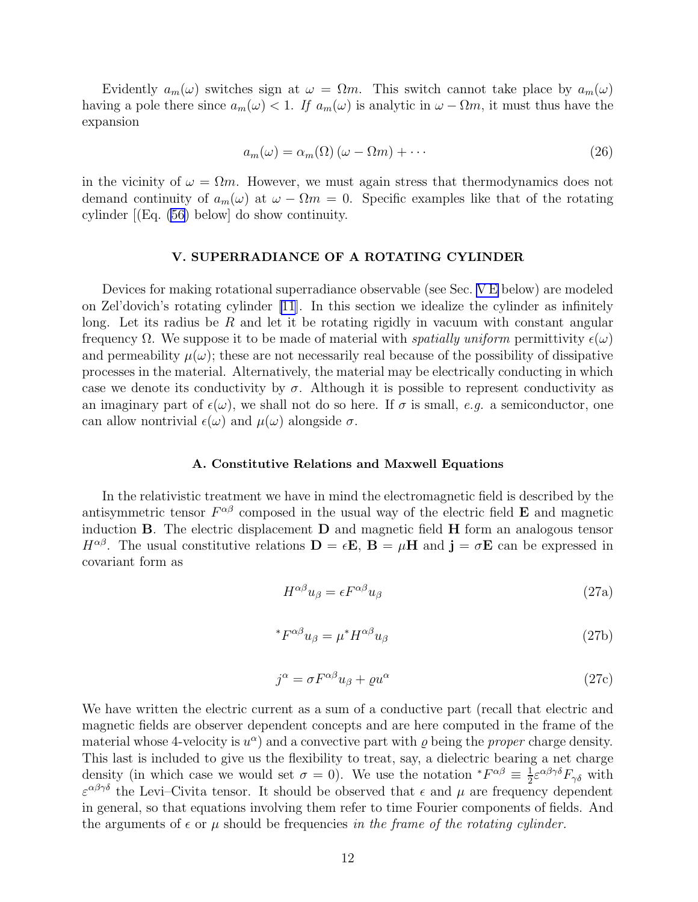Evidently $a_m(\omega)$ switches sign at $\omega = \Omega m$. This switch cannot take place by $a_m(\omega)$ having a pole there since $a_m(\omega) < 1$. *If* $a_m(\omega)$ is analytic in $\omega - \Omega m$, it must thus have the expansion

$$a_m(\omega) = \alpha_m(\Omega)\,(\omega - \Omega m) + \cdots \tag{26}$$

in the vicinity of $\omega = \Omega m$. However, we must again stress that thermodynamics does not demand continuity of $a_m(\omega)$ at $\omega - \Omega m = 0$. Specific examples like that of the rotating cylinder [(Eq. (56) below] do show continuity.

## V. SUPERRADIANCE OF A ROTATING CYLINDER

Devices for making rotational superradiance observable (see Sec. V E below) are modeled on Zel'dovich's rotating cylinder [11]. In this section we idealize the cylinder as infinitely long. Let its radius be $R$ and let it be rotating rigidly in vacuum with constant angular frequency $\Omega$. We suppose it to be made of material with *spatially uniform* permittivity $\epsilon(\omega)$ and permeability $\mu(\omega)$; these are not necessarily real because of the possibility of dissipative processes in the material. Alternatively, the material may be electrically conducting in which case we denote its conductivity by $\sigma$. Although it is possible to represent conductivity as an imaginary part of $\epsilon(\omega)$, we shall not do so here. If $\sigma$ is small, *e.g.* a semiconductor, one can allow nontrivial $\epsilon(\omega)$ and $\mu(\omega)$ alongside $\sigma$.

### A. Constitutive Relations and Maxwell Equations

In the relativistic treatment we have in mind the electromagnetic field is described by the antisymmetric tensor $F^{\alpha\beta}$ composed in the usual way of the electric field $\mathbf{E}$ and magnetic induction $\mathbf{B}$. The electric displacement $\mathbf{D}$ and magnetic field $\mathbf{H}$ form an analogous tensor $H^{\alpha\beta}$. The usual constitutive relations $\mathbf{D} = \epsilon\mathbf{E}$, $\mathbf{B} = \mu\mathbf{H}$ and $\mathbf{j} = \sigma\mathbf{E}$ can be expressed in covariant form as

$$H^{\alpha\beta}u_\beta = \epsilon F^{\alpha\beta}u_\beta \tag{27a}$$

$${}^*F^{\alpha\beta}u_\beta = \mu\, {}^*H^{\alpha\beta}u_\beta \tag{27b}$$

$$j^\alpha = \sigma F^{\alpha\beta}u_\beta + \varrho u^\alpha \tag{27c}$$

We have written the electric current as a sum of a conductive part (recall that electric and magnetic fields are observer dependent concepts and are here computed in the frame of the material whose 4-velocity is $u^\alpha$) and a convective part with $\varrho$ being the *proper* charge density. This last is included to give us the flexibility to treat, say, a dielectric bearing a net charge density (in which case we would set $\sigma = 0$). We use the notation ${}^*F^{\alpha\beta} \equiv \frac{1}{2}\varepsilon^{\alpha\beta\gamma\delta}F_{\gamma\delta}$ with $\varepsilon^{\alpha\beta\gamma\delta}$ the Levi–Civita tensor. It should be observed that $\epsilon$ and $\mu$ are frequency dependent in general, so that equations involving them refer to time Fourier components of fields. And the arguments of $\epsilon$ or $\mu$ should be frequencies *in the frame of the rotating cylinder.*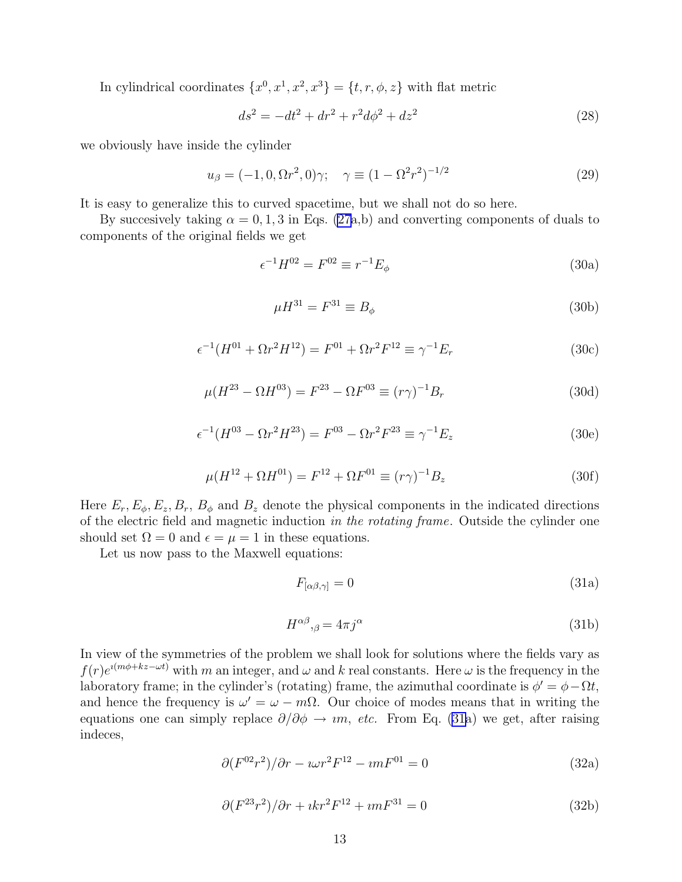In cylindrical coordinates $\{x^0, x^1, x^2, x^3\} = \{t, r, \phi, z\}$ with flat metric

$$ds^2 = -dt^2 + dr^2 + r^2 d\phi^2 + dz^2 \tag{28}$$

we obviously have inside the cylinder

$$u_\beta = (-1, 0, \Omega r^2, 0)\gamma; \quad \gamma \equiv (1 - \Omega^2 r^2)^{-1/2} \tag{29}$$

It is easy to generalize this to curved spacetime, but we shall not do so here.

By succesively taking $\alpha = 0, 1, 3$ in Eqs. (27a,b) and converting components of duals to components of the original fields we get

$$\epsilon^{-1} H^{02} = F^{02} \equiv r^{-1} E_\phi \tag{30a}$$

$$\mu H^{31} = F^{31} \equiv B_\phi \tag{30b}$$

$$\epsilon^{-1}(H^{01} + \Omega r^2 H^{12}) = F^{01} + \Omega r^2 F^{12} \equiv \gamma^{-1} E_r \tag{30c}$$

$$\mu(H^{23} - \Omega H^{03}) = F^{23} - \Omega F^{03} \equiv (r\gamma)^{-1} B_r \tag{30d}$$

$$\epsilon^{-1}(H^{03} - \Omega r^2 H^{23}) = F^{03} - \Omega r^2 F^{23} \equiv \gamma^{-1} E_z \tag{30e}$$

$$\mu(H^{12} + \Omega H^{01}) = F^{12} + \Omega F^{01} \equiv (r\gamma)^{-1} B_z \tag{30f}$$

Here $E_r, E_\phi, E_z, B_r$, $B_\phi$ and $B_z$ denote the physical components in the indicated directions of the electric field and magnetic induction *in the rotating frame*. Outside the cylinder one should set $\Omega = 0$ and $\epsilon = \mu = 1$ in these equations.

Let us now pass to the Maxwell equations:

$$F_{[\alpha\beta,\gamma]} = 0 \tag{31a}$$

$$H^{\alpha\beta}{}_{,\beta} = 4\pi j^\alpha \tag{31b}$$

In view of the symmetries of the problem we shall look for solutions where the fields vary as $f(r)e^{\imath(m\phi + kz - \omega t)}$ with $m$ an integer, and $\omega$ and $k$ real constants. Here $\omega$ is the frequency in the laboratory frame; in the cylinder's (rotating) frame, the azimuthal coordinate is $\phi' = \phi - \Omega t$, and hence the frequency is $\omega' = \omega - m\Omega$. Our choice of modes means that in writing the equations one can simply replace $\partial/\partial\phi \to \imath m$, *etc.* From Eq. (31a) we get, after raising indeces,

$$\partial(F^{02} r^2)/\partial r - \imath\omega r^2 F^{12} - \imath m F^{01} = 0 \tag{32a}$$

$$\partial(F^{23} r^2)/\partial r + \imath k r^2 F^{12} + \imath m F^{31} = 0 \tag{32b}$$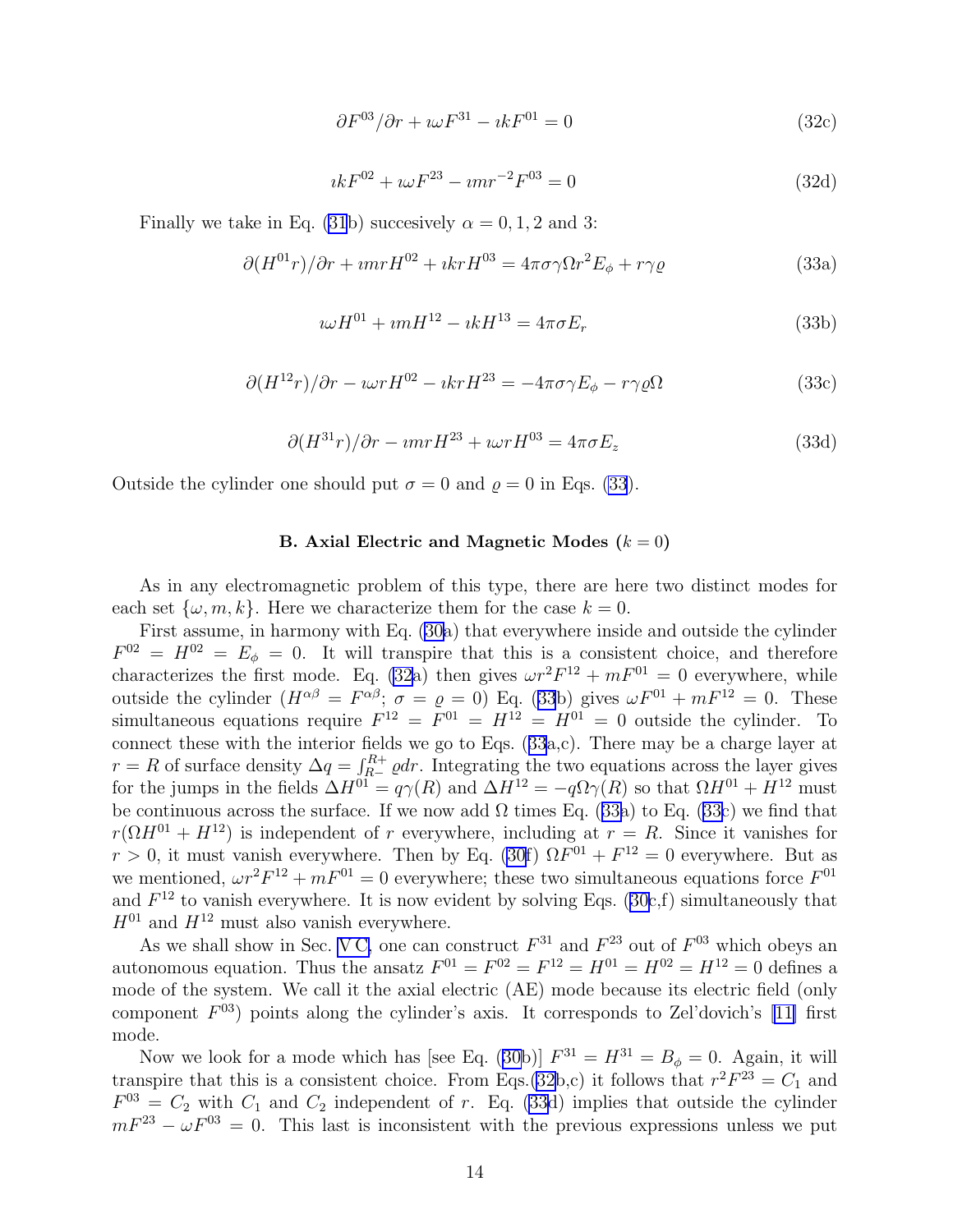$$\partial F^{03}/\partial r + \imath\omega F^{31} - \imath k F^{01} = 0 \tag{32c}$$

$$\imath k F^{02} + \imath\omega F^{23} - \imath m r^{-2} F^{03} = 0 \tag{32d}$$

Finally we take in Eq. (31b) succesively $\alpha = 0, 1, 2$ and 3:

$$\partial(H^{01} r)/\partial r + \imath m r H^{02} + \imath k r H^{03} = 4\pi\sigma\gamma\Omega r^2 E_\phi + r\gamma\varrho \tag{33a}$$

$$\imath\omega H^{01} + \imath m H^{12} - \imath k H^{13} = 4\pi\sigma E_r \tag{33b}$$

$$\partial(H^{12} r)/\partial r - \imath\omega r H^{02} - \imath k r H^{23} = -4\pi\sigma\gamma E_\phi - r\gamma\varrho\Omega \tag{33c}$$

$$\partial(H^{31} r)/\partial r - \imath m r H^{23} + \imath\omega r H^{03} = 4\pi\sigma E_z \tag{33d}$$

Outside the cylinder one should put $\sigma = 0$ and $\varrho = 0$ in Eqs. (33).

### B. Axial Electric and Magnetic Modes ($k = 0$)

As in any electromagnetic problem of this type, there are here two distinct modes for each set $\{\omega, m, k\}$. Here we characterize them for the case $k = 0$.

First assume, in harmony with Eq. (30a) that everywhere inside and outside the cylinder $F^{02} = H^{02} = E_\phi = 0$. It will transpire that this is a consistent choice, and therefore characterizes the first mode. Eq. (32a) then gives $\omega r^2 F^{12} + m F^{01} = 0$ everywhere, while outside the cylinder ($H^{\alpha\beta} = F^{\alpha\beta}$; $\sigma = \varrho = 0$) Eq. (33b) gives $\omega F^{01} + m F^{12} = 0$. These simultaneous equations require $F^{12} = F^{01} = H^{12} = H^{01} = 0$ outside the cylinder. To connect these with the interior fields we go to Eqs. (33a,c). There may be a charge layer at $r = R$ of surface density $\Delta q = \int_{R-}^{R+} \varrho dr$. Integrating the two equations across the layer gives for the jumps in the fields $\Delta H^{01} = q\gamma(R)$ and $\Delta H^{12} = -q\Omega\gamma(R)$ so that $\Omega H^{01} + H^{12}$ must be continuous across the surface. If we now add $\Omega$ times Eq. (33a) to Eq. (33c) we find that $r(\Omega H^{01} + H^{12})$ is independent of $r$ everywhere, including at $r = R$. Since it vanishes for $r > 0$, it must vanish everywhere. Then by Eq. (30f) $\Omega F^{01} + F^{12} = 0$ everywhere. But as we mentioned, $\omega r^2 F^{12} + m F^{01} = 0$ everywhere; these two simultaneous equations force $F^{01}$ and $F^{12}$ to vanish everywhere. It is now evident by solving Eqs. (30c,f) simultaneously that $H^{01}$ and $H^{12}$ must also vanish everywhere.

As we shall show in Sec. V C, one can construct $F^{31}$ and $F^{23}$ out of $F^{03}$ which obeys an autonomous equation. Thus the ansatz $F^{01} = F^{02} = F^{12} = H^{01} = H^{02} = H^{12} = 0$ defines a mode of the system. We call it the axial electric (AE) mode because its electric field (only component $F^{03}$) points along the cylinder's axis. It corresponds to Zel'dovich's [11] first mode.

Now we look for a mode which has [see Eq. (30b)] $F^{31} = H^{31} = B_\phi = 0$. Again, it will transpire that this is a consistent choice. From Eqs.(32b,c) it follows that $r^2 F^{23} = C_1$ and $F^{03} = C_2$ with $C_1$ and $C_2$ independent of $r$. Eq. (33d) implies that outside the cylinder $m F^{23} - \omega F^{03} = 0$. This last is inconsistent with the previous expressions unless we put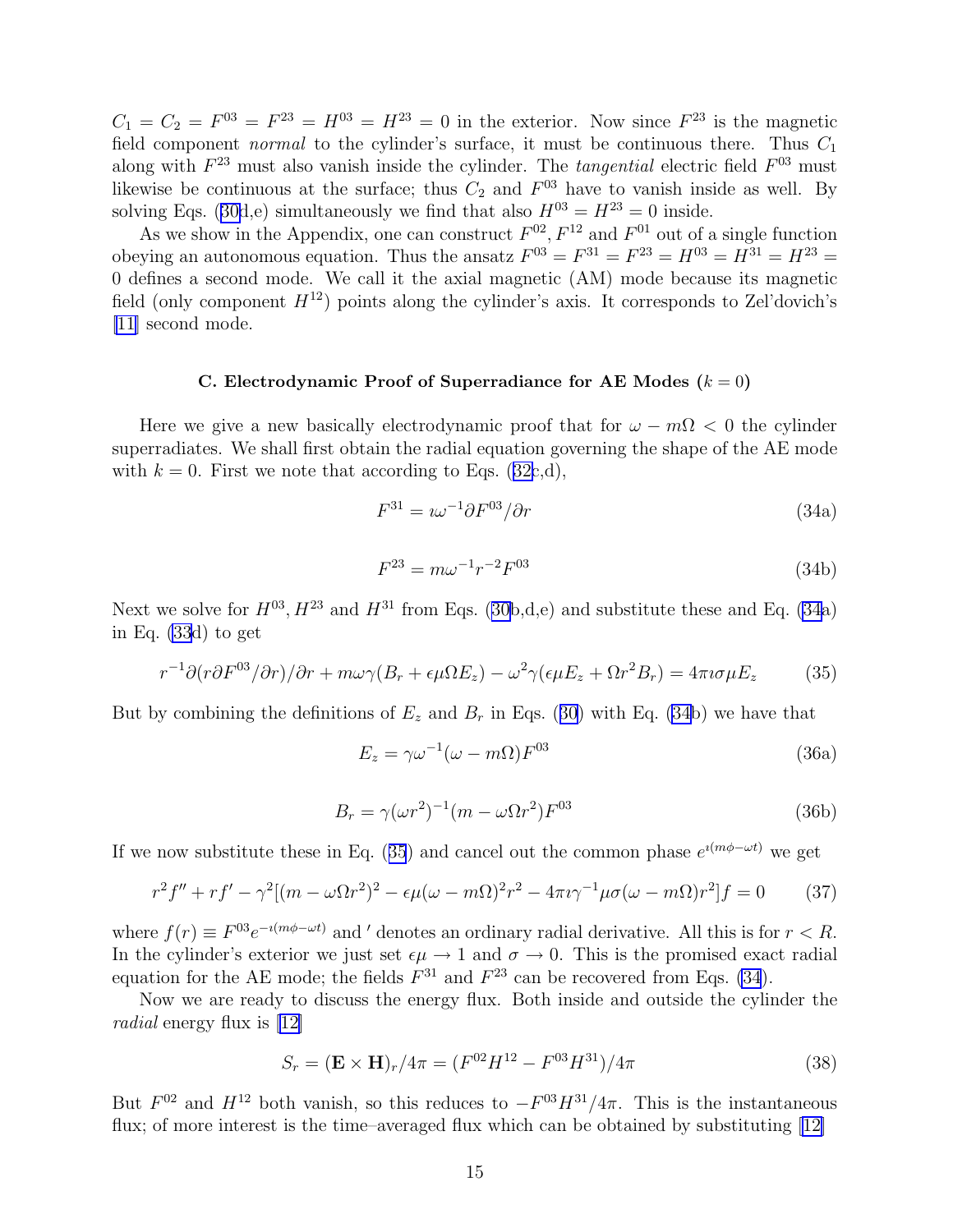$C_1 = C_2 = F^{03} = F^{23} = H^{03} = H^{23} = 0$ in the exterior. Now since $F^{23}$ is the magnetic field component *normal* to the cylinder's surface, it must be continuous there. Thus $C_1$ along with $F^{23}$ must also vanish inside the cylinder. The *tangential* electric field $F^{03}$ must likewise be continuous at the surface; thus $C_2$ and $F^{03}$ have to vanish inside as well. By solving Eqs. (30d,e) simultaneously we find that also $H^{03} = H^{23} = 0$ inside.

As we show in the Appendix, one can construct $F^{02}, F^{12}$ and $F^{01}$ out of a single function obeying an autonomous equation. Thus the ansatz $F^{03} = F^{31} = F^{23} = H^{03} = H^{31} = H^{23} = 0$ defines a second mode. We call it the axial magnetic (AM) mode because its magnetic field (only component $H^{12}$) points along the cylinder's axis. It corresponds to Zel'dovich's [11] second mode.

### C. Electrodynamic Proof of Superradiance for AE Modes ($k = 0$)

Here we give a new basically electrodynamic proof that for $\omega - m\Omega < 0$ the cylinder superradiates. We shall first obtain the radial equation governing the shape of the AE mode with $k = 0$. First we note that according to Eqs. (32c,d),

$$F^{31} = \imath\omega^{-1}\partial F^{03}/\partial r \tag{34a}$$

$$F^{23} = m\omega^{-1}r^{-2}F^{03} \tag{34b}$$

Next we solve for $H^{03}, H^{23}$ and $H^{31}$ from Eqs. (30b,d,e) and substitute these and Eq. (34a) in Eq. (33d) to get

$$r^{-1}\partial(r\partial F^{03}/\partial r)/\partial r + m\omega\gamma(B_r + \epsilon\mu\Omega E_z) - \omega^2\gamma(\epsilon\mu E_z + \Omega r^2 B_r) = 4\pi\imath\sigma\mu E_z \tag{35}$$

But by combining the definitions of $E_z$ and $B_r$ in Eqs. (30) with Eq. (34b) we have that

$$E_z = \gamma\omega^{-1}(\omega - m\Omega)F^{03} \tag{36a}$$

$$B_r = \gamma(\omega r^2)^{-1}(m - \omega\Omega r^2)F^{03} \tag{36b}$$

If we now substitute these in Eq. (35) and cancel out the common phase $e^{\imath(m\phi-\omega t)}$ we get

$$r^2 f'' + rf' - \gamma^2[(m - \omega\Omega r^2)^2 - \epsilon\mu(\omega - m\Omega)^2 r^2 - 4\pi\imath\gamma^{-1}\mu\sigma(\omega - m\Omega)r^2]f = 0 \tag{37}$$

where $f(r) \equiv F^{03}e^{-\imath(m\phi-\omega t)}$ and $'$ denotes an ordinary radial derivative. All this is for $r < R$. In the cylinder's exterior we just set $\epsilon\mu \to 1$ and $\sigma \to 0$. This is the promised exact radial equation for the AE mode; the fields $F^{31}$ and $F^{23}$ can be recovered from Eqs. (34).

Now we are ready to discuss the energy flux. Both inside and outside the cylinder the *radial* energy flux is [12]

$$S_r = (\mathbf{E} \times \mathbf{H})_r/4\pi = (F^{02}H^{12} - F^{03}H^{31})/4\pi \tag{38}$$

But $F^{02}$ and $H^{12}$ both vanish, so this reduces to $-F^{03}H^{31}/4\pi$. This is the instantaneous flux; of more interest is the time–averaged flux which can be obtained by substituting [12]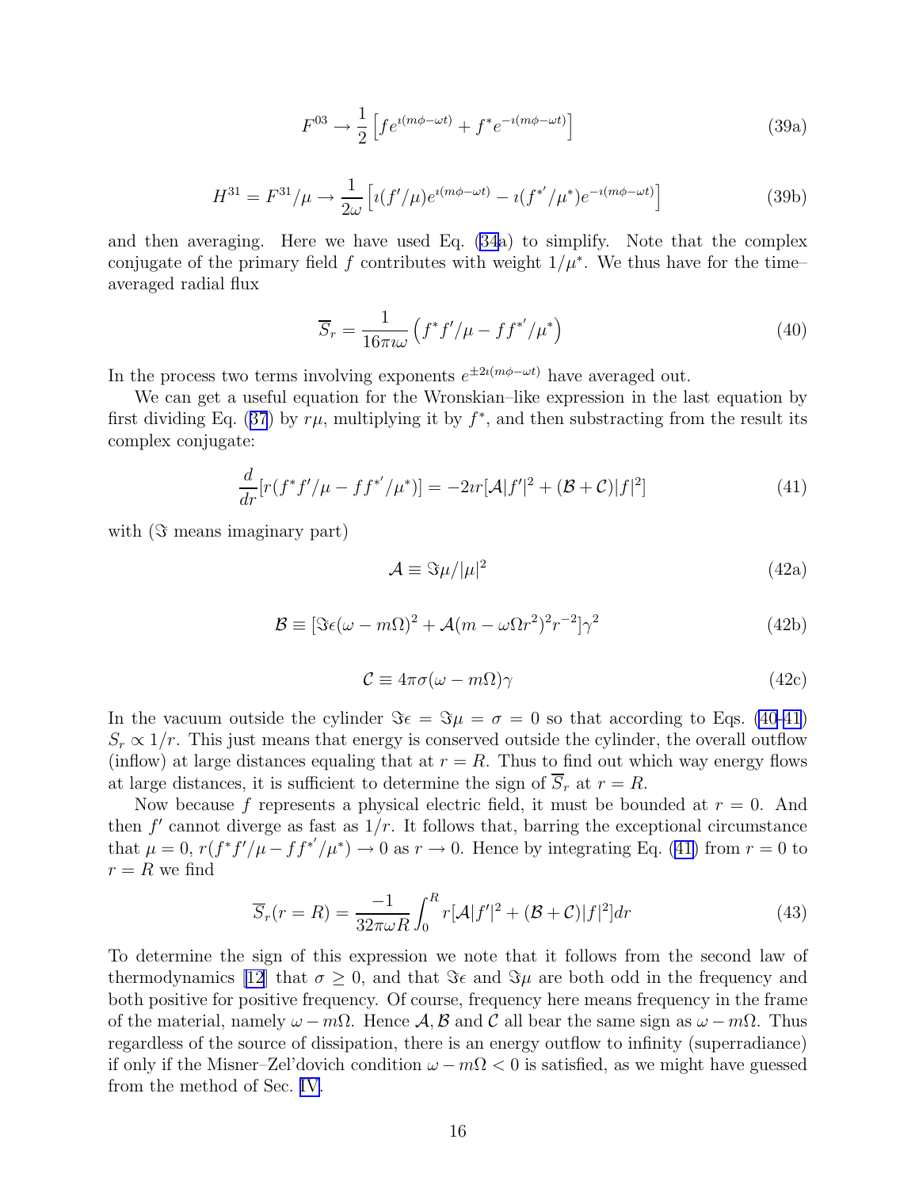$$F^{03} \to \frac{1}{2}\left[f e^{\imath(m\phi-\omega t)} + f^* e^{-\imath(m\phi-\omega t)}\right] \tag{39a}$$

$$H^{31} = F^{31}/\mu \to \frac{1}{2\omega}\left[\imath(f'/\mu)e^{\imath(m\phi-\omega t)} - \imath(f^{*\prime}/\mu^*)e^{-\imath(m\phi-\omega t)}\right] \tag{39b}$$

and then averaging. Here we have used Eq. (34a) to simplify. Note that the complex conjugate of the primary field $f$ contributes with weight $1/\mu^*$. We thus have for the time–averaged radial flux

$$\overline{S}_r = \frac{1}{16\pi\imath\omega}\left(f^* f'/\mu - f f^{*\prime}/\mu^*\right) \tag{40}$$

In the process two terms involving exponents $e^{\pm 2\imath(m\phi-\omega t)}$ have averaged out.

We can get a useful equation for the Wronskian–like expression in the last equation by first dividing Eq. (37) by $r\mu$, multiplying it by $f^*$, and then substracting from the result its complex conjugate:

$$\frac{d}{dr}[r(f^* f'/\mu - f f^{*\prime}/\mu^*)] = -2\imath r[\mathcal{A}|f'|^2 + (\mathcal{B}+\mathcal{C})|f|^2] \tag{41}$$

with ($\Im$ means imaginary part)

$$\mathcal{A} \equiv \Im\mu/|\mu|^2 \tag{42a}$$

$$\mathcal{B} \equiv [\Im\epsilon(\omega - m\Omega)^2 + \mathcal{A}(m - \omega\Omega r^2)^2 r^{-2}]\gamma^2 \tag{42b}$$

$$\mathcal{C} \equiv 4\pi\sigma(\omega - m\Omega)\gamma \tag{42c}$$

In the vacuum outside the cylinder $\Im\epsilon = \Im\mu = \sigma = 0$ so that according to Eqs. (40-41) $S_r \propto 1/r$. This just means that energy is conserved outside the cylinder, the overall outflow (inflow) at large distances equaling that at $r = R$. Thus to find out which way energy flows at large distances, it is sufficient to determine the sign of $\overline{S}_r$ at $r = R$.

Now because $f$ represents a physical electric field, it must be bounded at $r = 0$. And then $f'$ cannot diverge as fast as $1/r$. It follows that, barring the exceptional circumstance that $\mu = 0$, $r(f^* f'/\mu - f f^{*\prime}/\mu^*) \to 0$ as $r \to 0$. Hence by integrating Eq. (41) from $r = 0$ to $r = R$ we find

$$\overline{S}_r(r = R) = \frac{-1}{32\pi\omega R}\int_0^R r[\mathcal{A}|f'|^2 + (\mathcal{B}+\mathcal{C})|f|^2]dr \tag{43}$$

To determine the sign of this expression we note that it follows from the second law of thermodynamics [12] that $\sigma \geq 0$, and that $\Im\epsilon$ and $\Im\mu$ are both odd in the frequency and both positive for positive frequency. Of course, frequency here means frequency in the frame of the material, namely $\omega - m\Omega$. Hence $\mathcal{A}, \mathcal{B}$ and $\mathcal{C}$ all bear the same sign as $\omega - m\Omega$. Thus regardless of the source of dissipation, there is an energy outflow to infinity (superradiance) if only if the Misner–Zel'dovich condition $\omega - m\Omega < 0$ is satisfied, as we might have guessed from the method of Sec. IV.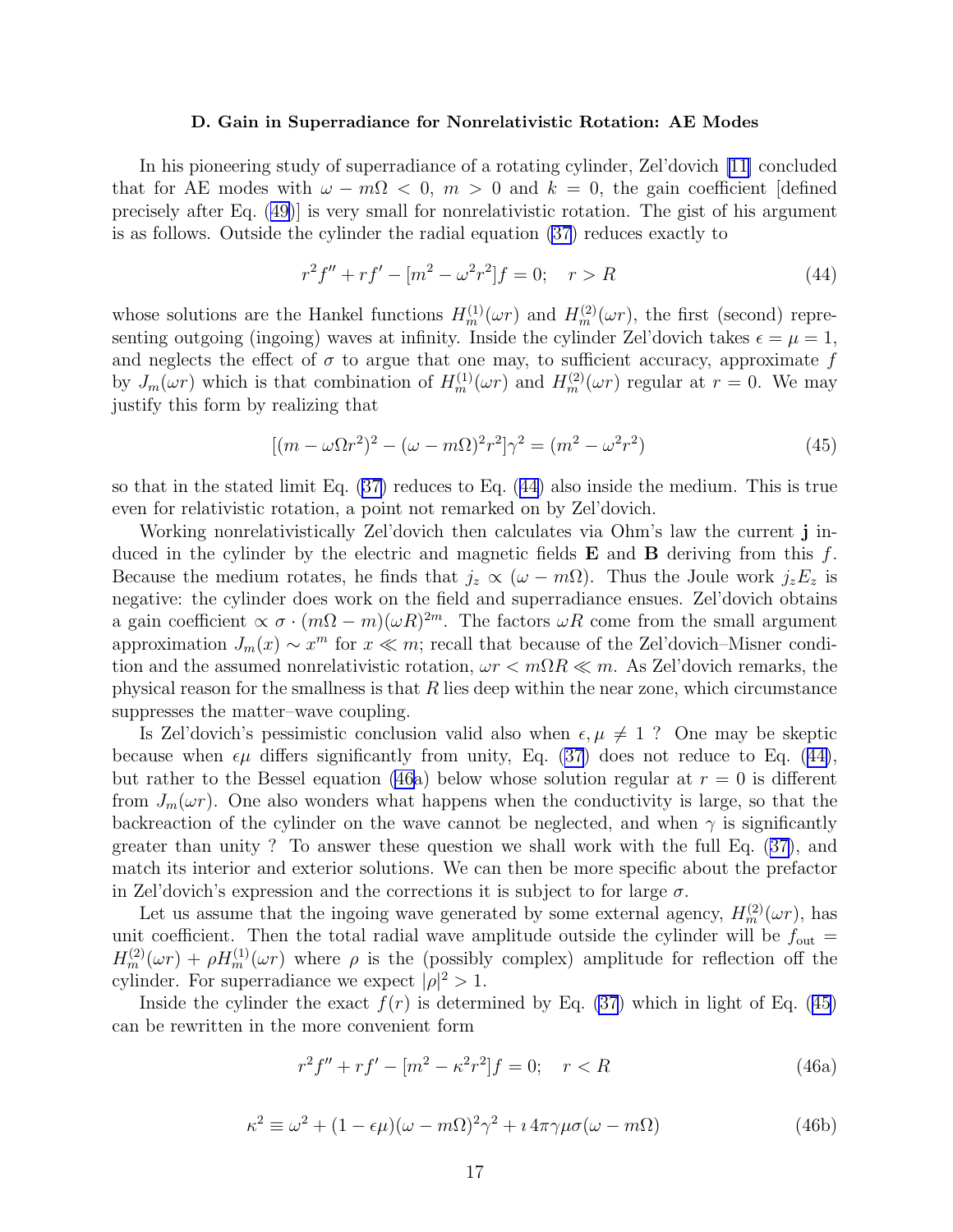### D. Gain in Superradiance for Nonrelativistic Rotation: AE Modes

In his pioneering study of superradiance of a rotating cylinder, Zel'dovich [11] concluded that for AE modes with $\omega - m\Omega < 0$, $m > 0$ and $k = 0$, the gain coefficient [defined precisely after Eq. (49)] is very small for nonrelativistic rotation. The gist of his argument is as follows. Outside the cylinder the radial equation (37) reduces exactly to

$$r^2 f'' + r f' - [m^2 - \omega^2 r^2] f = 0; \quad r > R \tag{44}$$

whose solutions are the Hankel functions $H_m^{(1)}(\omega r)$ and $H_m^{(2)}(\omega r)$, the first (second) representing outgoing (ingoing) waves at infinity. Inside the cylinder Zel'dovich takes $\epsilon = \mu = 1$, and neglects the effect of $\sigma$ to argue that one may, to sufficient accuracy, approximate $f$ by $J_m(\omega r)$ which is that combination of $H_m^{(1)}(\omega r)$ and $H_m^{(2)}(\omega r)$ regular at $r = 0$. We may justify this form by realizing that

$$[(m - \omega\Omega r^2)^2 - (\omega - m\Omega)^2 r^2]\gamma^2 = (m^2 - \omega^2 r^2) \tag{45}$$

so that in the stated limit Eq. (37) reduces to Eq. (44) also inside the medium. This is true even for relativistic rotation, a point not remarked on by Zel'dovich.

Working nonrelativistically Zel'dovich then calculates via Ohm's law the current $\mathbf{j}$ induced in the cylinder by the electric and magnetic fields $\mathbf{E}$ and $\mathbf{B}$ deriving from this $f$. Because the medium rotates, he finds that $j_z \propto (\omega - m\Omega)$. Thus the Joule work $j_z E_z$ is negative: the cylinder does work on the field and superradiance ensues. Zel'dovich obtains a gain coefficient $\propto \sigma \cdot (m\Omega - m)(\omega R)^{2m}$. The factors $\omega R$ come from the small argument approximation $J_m(x) \sim x^m$ for $x \ll m$; recall that because of the Zel'dovich–Misner condition and the assumed nonrelativistic rotation, $\omega r < m\Omega R \ll m$. As Zel'dovich remarks, the physical reason for the smallness is that $R$ lies deep within the near zone, which circumstance suppresses the matter–wave coupling.

Is Zel'dovich's pessimistic conclusion valid also when $\epsilon, \mu \neq 1$ ? One may be skeptic because when $\epsilon\mu$ differs significantly from unity, Eq. (37) does not reduce to Eq. (44), but rather to the Bessel equation (46a) below whose solution regular at $r = 0$ is different from $J_m(\omega r)$. One also wonders what happens when the conductivity is large, so that the backreaction of the cylinder on the wave cannot be neglected, and when $\gamma$ is significantly greater than unity ? To answer these question we shall work with the full Eq. (37), and match its interior and exterior solutions. We can then be more specific about the prefactor in Zel'dovich's expression and the corrections it is subject to for large $\sigma$.

Let us assume that the ingoing wave generated by some external agency, $H_m^{(2)}(\omega r)$, has unit coefficient. Then the total radial wave amplitude outside the cylinder will be $f_{\text{out}} = H_m^{(2)}(\omega r) + \rho H_m^{(1)}(\omega r)$ where $\rho$ is the (possibly complex) amplitude for reflection off the cylinder. For superradiance we expect $|\rho|^2 > 1$.

Inside the cylinder the exact $f(r)$ is determined by Eq. (37) which in light of Eq. (45) can be rewritten in the more convenient form

$$r^2 f'' + r f' - [m^2 - \kappa^2 r^2] f = 0; \quad r < R \tag{46a}$$

$$\kappa^2 \equiv \omega^2 + (1 - \epsilon\mu)(\omega - m\Omega)^2\gamma^2 + \imath\, 4\pi\gamma\mu\sigma(\omega - m\Omega) \tag{46b}$$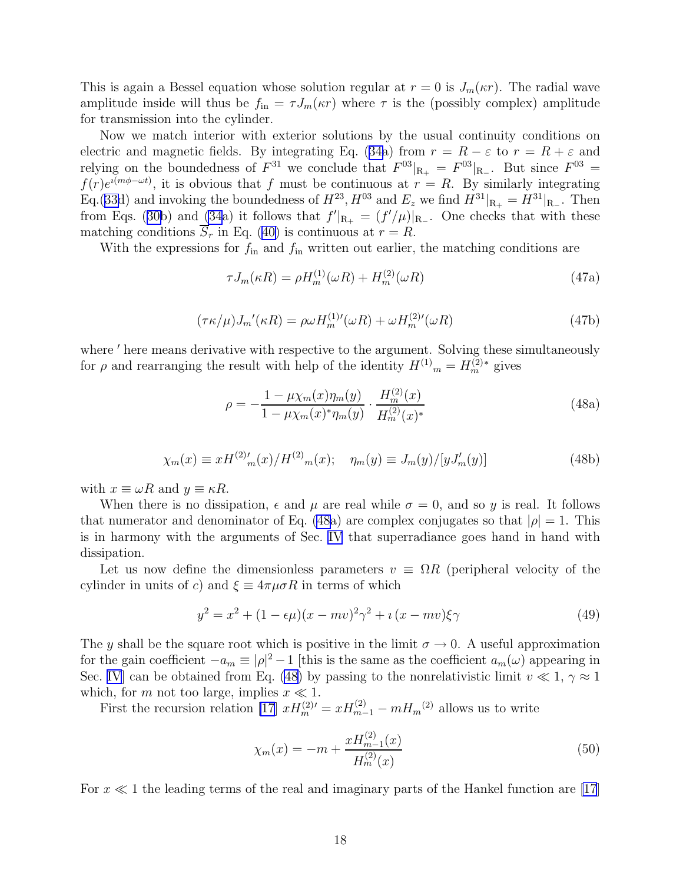This is again a Bessel equation whose solution regular at $r = 0$ is $J_m(\kappa r)$. The radial wave amplitude inside will thus be $f_{\rm in} = \tau J_m(\kappa r)$ where $\tau$ is the (possibly complex) amplitude for transmission into the cylinder.

Now we match interior with exterior solutions by the usual continuity conditions on electric and magnetic fields. By integrating Eq. (34a) from $r = R - \varepsilon$ to $r = R + \varepsilon$ and relying on the boundedness of $F^{31}$ we conclude that $F^{03}|_{R_+} = F^{03}|_{R_-}$. But since $F^{03} = f(r)e^{\imath(m\phi-\omega t)}$, it is obvious that $f$ must be continuous at $r = R$. By similarly integrating Eq.(33d) and invoking the boundedness of $H^{23}, H^{03}$ and $E_z$ we find $H^{31}|_{R_+} = H^{31}|_{R_-}$. Then from Eqs. (30b) and (34a) it follows that $f'|_{R_+} = (f'/\mu)|_{R_-}$. One checks that with these matching conditions $S_r$ in Eq. (40) is continuous at $r = R$.

With the expressions for $f_{\rm in}$ and $f_{\rm in}$ written out earlier, the matching conditions are

$$\tau J_m(\kappa R) = \rho H_m^{(1)}(\omega R) + H_m^{(2)}(\omega R) \tag{47a}$$

$$(\tau\kappa/\mu) J_m{}'(\kappa R) = \rho\omega H_m^{(1)\prime}(\omega R) + \omega H_m^{(2)\prime}(\omega R) \tag{47b}$$

where $'$ here means derivative with respective to the argument. Solving these simultaneously for $\rho$ and rearranging the result with help of the identity $H^{(1)}{}_m = H_m^{(2)*}$ gives

$$\rho = -\frac{1 - \mu\chi_m(x)\eta_m(y)}{1 - \mu\chi_m(x)^*\eta_m(y)} \cdot \frac{H_m^{(2)}(x)}{H_m^{(2)}(x)^*} \tag{48a}$$

$$\chi_m(x) \equiv xH^{(2)\prime}{}_m(x)/H^{(2)}{}_m(x); \quad \eta_m(y) \equiv J_m(y)/[yJ_m'(y)] \tag{48b}$$

with $x \equiv \omega R$ and $y \equiv \kappa R$.

When there is no dissipation, $\epsilon$ and $\mu$ are real while $\sigma = 0$, and so $y$ is real. It follows that numerator and denominator of Eq. (48a) are complex conjugates so that $|\rho| = 1$. This is in harmony with the arguments of Sec. IV that superradiance goes hand in hand with dissipation.

Let us now define the dimensionless parameters $v \equiv \Omega R$ (peripheral velocity of the cylinder in units of $c$) and $\xi \equiv 4\pi\mu\sigma R$ in terms of which

$$y^2 = x^2 + (1 - \epsilon\mu)(x - mv)^2\gamma^2 + \imath\,(x - mv)\xi\gamma \tag{49}$$

The $y$ shall be the square root which is positive in the limit $\sigma \to 0$. A useful approximation for the gain coefficient $-a_m \equiv |\rho|^2 - 1$ [this is the same as the coefficient $a_m(\omega)$ appearing in Sec. IV] can be obtained from Eq. (48) by passing to the nonrelativistic limit $v \ll 1$, $\gamma \approx 1$ which, for $m$ not too large, implies $x \ll 1$.

First the recursion relation [17] $xH_m^{(2)\prime} = xH_{m-1}^{(2)} - mH_m{}^{(2)}$ allows us to write

$$\chi_m(x) = -m + \frac{xH_{m-1}^{(2)}(x)}{H_m^{(2)}(x)} \tag{50}$$

For $x \ll 1$ the leading terms of the real and imaginary parts of the Hankel function are [17]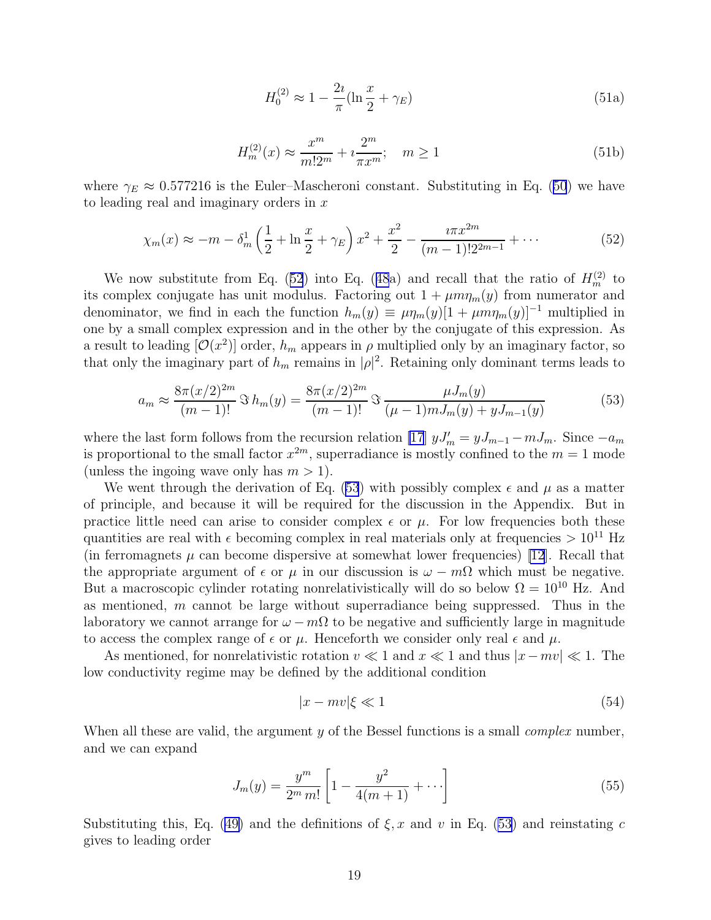$$H_0^{(2)} \approx 1 - \frac{2\imath}{\pi}(\ln\frac{x}{2} + \gamma_E) \tag{51a}$$

$$H_m^{(2)}(x) \approx \frac{x^m}{m!2^m} + \imath\frac{2^m}{\pi x^m}; \quad m \geq 1 \tag{51b}$$

where $\gamma_E \approx 0.577216$ is the Euler–Mascheroni constant. Substituting in Eq. (50) we have to leading real and imaginary orders in $x$

$$\chi_m(x) \approx -m - \delta_m^1\left(\frac{1}{2} + \ln\frac{x}{2} + \gamma_E\right)x^2 + \frac{x^2}{2} - \frac{\imath\pi x^{2m}}{(m-1)!2^{2m-1}} + \cdots \tag{52}$$

We now substitute from Eq. (52) into Eq. (48a) and recall that the ratio of $H_m^{(2)}$ to its complex conjugate has unit modulus. Factoring out $1 + \mu m\eta_m(y)$ from numerator and denominator, we find in each the function $h_m(y) \equiv \mu\eta_m(y)[1 + \mu m\eta_m(y)]^{-1}$ multiplied in one by a small complex expression and in the other by the conjugate of this expression. As a result to leading $[\mathcal{O}(x^2)]$ order, $h_m$ appears in $\rho$ multiplied only by an imaginary factor, so that only the imaginary part of $h_m$ remains in $|\rho|^2$. Retaining only dominant terms leads to

$$a_m \approx \frac{8\pi(x/2)^{2m}}{(m-1)!}\Im\, h_m(y) = \frac{8\pi(x/2)^{2m}}{(m-1)!}\Im\,\frac{\mu J_m(y)}{(\mu-1)mJ_m(y) + yJ_{m-1}(y)} \tag{53}$$

where the last form follows from the recursion relation [17] $yJ'_m = yJ_{m-1} - mJ_m$. Since $-a_m$ is proportional to the small factor $x^{2m}$, superradiance is mostly confined to the $m = 1$ mode (unless the ingoing wave only has $m > 1$).

We went through the derivation of Eq. (53) with possibly complex $\epsilon$ and $\mu$ as a matter of principle, and because it will be required for the discussion in the Appendix. But in practice little need can arise to consider complex $\epsilon$ or $\mu$. For low frequencies both these quantities are real with $\epsilon$ becoming complex in real materials only at frequencies $> 10^{11}$ Hz (in ferromagnets $\mu$ can become dispersive at somewhat lower frequencies) [12]. Recall that the appropriate argument of $\epsilon$ or $\mu$ in our discussion is $\omega - m\Omega$ which must be negative. But a macroscopic cylinder rotating nonrelativistically will do so below $\Omega = 10^{10}$ Hz. And as mentioned, $m$ cannot be large without superradiance being suppressed. Thus in the laboratory we cannot arrange for $\omega - m\Omega$ to be negative and sufficiently large in magnitude to access the complex range of $\epsilon$ or $\mu$. Henceforth we consider only real $\epsilon$ and $\mu$.

As mentioned, for nonrelativistic rotation $v \ll 1$ and $x \ll 1$ and thus $|x - mv| \ll 1$. The low conductivity regime may be defined by the additional condition

$$|x - mv|\xi \ll 1 \tag{54}$$

When all these are valid, the argument $y$ of the Bessel functions is a small *complex* number, and we can expand

$$J_m(y) = \frac{y^m}{2^m\, m!}\left[1 - \frac{y^2}{4(m+1)} + \cdots\right] \tag{55}$$

Substituting this, Eq. (49) and the definitions of $\xi, x$ and $v$ in Eq. (53) and reinstating $c$ gives to leading order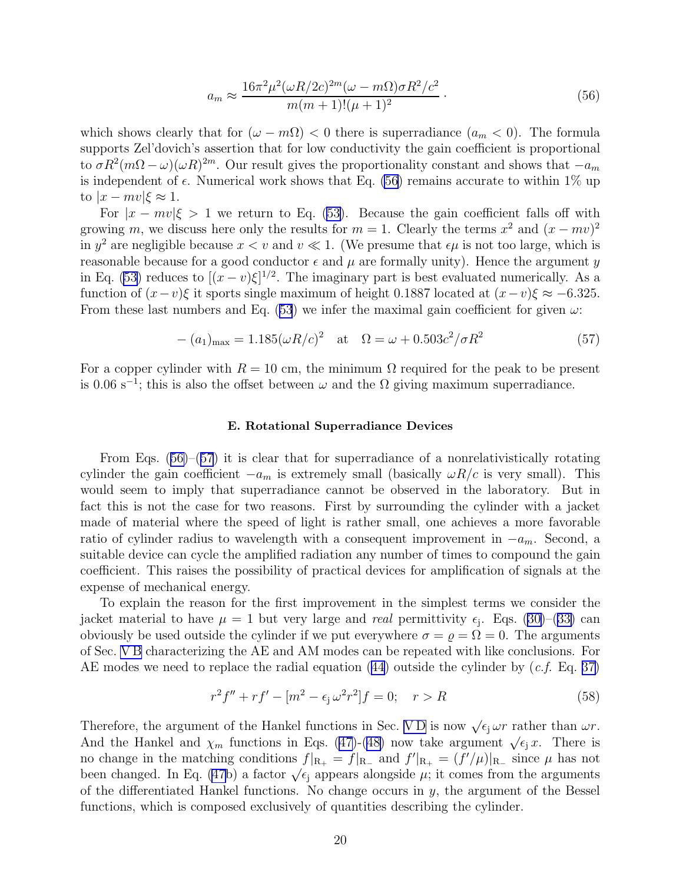$$a_m \approx \frac{16\pi^2\mu^2(\omega R/2c)^{2m}(\omega - m\Omega)\sigma R^2/c^2}{m(m+1)!(\mu+1)^2} \,. \tag{56}$$

which shows clearly that for $(\omega - m\Omega) < 0$ there is superradiance ($a_m < 0$). The formula supports Zel'dovich's assertion that for low conductivity the gain coefficient is proportional to $\sigma R^2(m\Omega - \omega)(\omega R)^{2m}$. Our result gives the proportionality constant and shows that $-a_m$ is independent of $\epsilon$. Numerical work shows that Eq. (56) remains accurate to within 1% up to $|x - mv|\xi \approx 1$.

For $|x - mv|\xi > 1$ we return to Eq. (53). Because the gain coefficient falls off with growing $m$, we discuss here only the results for $m = 1$. Clearly the terms $x^2$ and $(x - mv)^2$ in $y^2$ are negligible because $x < v$ and $v \ll 1$. (We presume that $\epsilon\mu$ is not too large, which is reasonable because for a good conductor $\epsilon$ and $\mu$ are formally unity). Hence the argument $y$ in Eq. (53) reduces to $[(x - v)\xi]^{1/2}$. The imaginary part is best evaluated numerically. As a function of $(x - v)\xi$ it sports single maximum of height 0.1887 located at $(x - v)\xi \approx -6.325$. From these last numbers and Eq. (53) we infer the maximal gain coefficient for given $\omega$:

$$-(a_1)_{\max} = 1.185(\omega R/c)^2 \quad \text{at} \quad \Omega = \omega + 0.503c^2/\sigma R^2 \tag{57}$$

For a copper cylinder with $R = 10$ cm, the minimum $\Omega$ required for the peak to be present is 0.06 $\text{s}^{-1}$; this is also the offset between $\omega$ and the $\Omega$ giving maximum superradiance.

### E. Rotational Superradiance Devices

From Eqs. (56)–(57) it is clear that for superradiance of a nonrelativistically rotating cylinder the gain coefficient $-a_m$ is extremely small (basically $\omega R/c$ is very small). This would seem to imply that superradiance cannot be observed in the laboratory. But in fact this is not the case for two reasons. First by surrounding the cylinder with a jacket made of material where the speed of light is rather small, one achieves a more favorable ratio of cylinder radius to wavelength with a consequent improvement in $-a_m$. Second, a suitable device can cycle the amplified radiation any number of times to compound the gain coefficient. This raises the possibility of practical devices for amplification of signals at the expense of mechanical energy.

To explain the reason for the first improvement in the simplest terms we consider the jacket material to have $\mu = 1$ but very large and *real* permittivity $\epsilon_{\rm j}$. Eqs. (30)–(33) can obviously be used outside the cylinder if we put everywhere $\sigma = \varrho = \Omega = 0$. The arguments of Sec. V B characterizing the AE and AM modes can be repeated with like conclusions. For AE modes we need to replace the radial equation (44) outside the cylinder by (*c.f.* Eq. 37)

$$r^2 f'' + r f' - [m^2 - \epsilon_{\rm j}\,\omega^2 r^2]f = 0; \quad r > R \tag{58}$$

Therefore, the argument of the Hankel functions in Sec. V D is now $\sqrt{\epsilon_{\rm j}}\,\omega r$ rather than $\omega r$. And the Hankel and $\chi_m$ functions in Eqs. (47)-(48) now take argument $\sqrt{\epsilon_{\rm j}}\,x$. There is no change in the matching conditions $f|_{\rm R_+} = f|_{\rm R_-}$ and $f'|_{\rm R_+} = (f'/\mu)|_{\rm R_-}$ since $\mu$ has not been changed. In Eq. (47b) a factor $\sqrt{\epsilon_{\rm j}}$ appears alongside $\mu$; it comes from the arguments of the differentiated Hankel functions. No change occurs in $y$, the argument of the Bessel functions, which is composed exclusively of quantities describing the cylinder.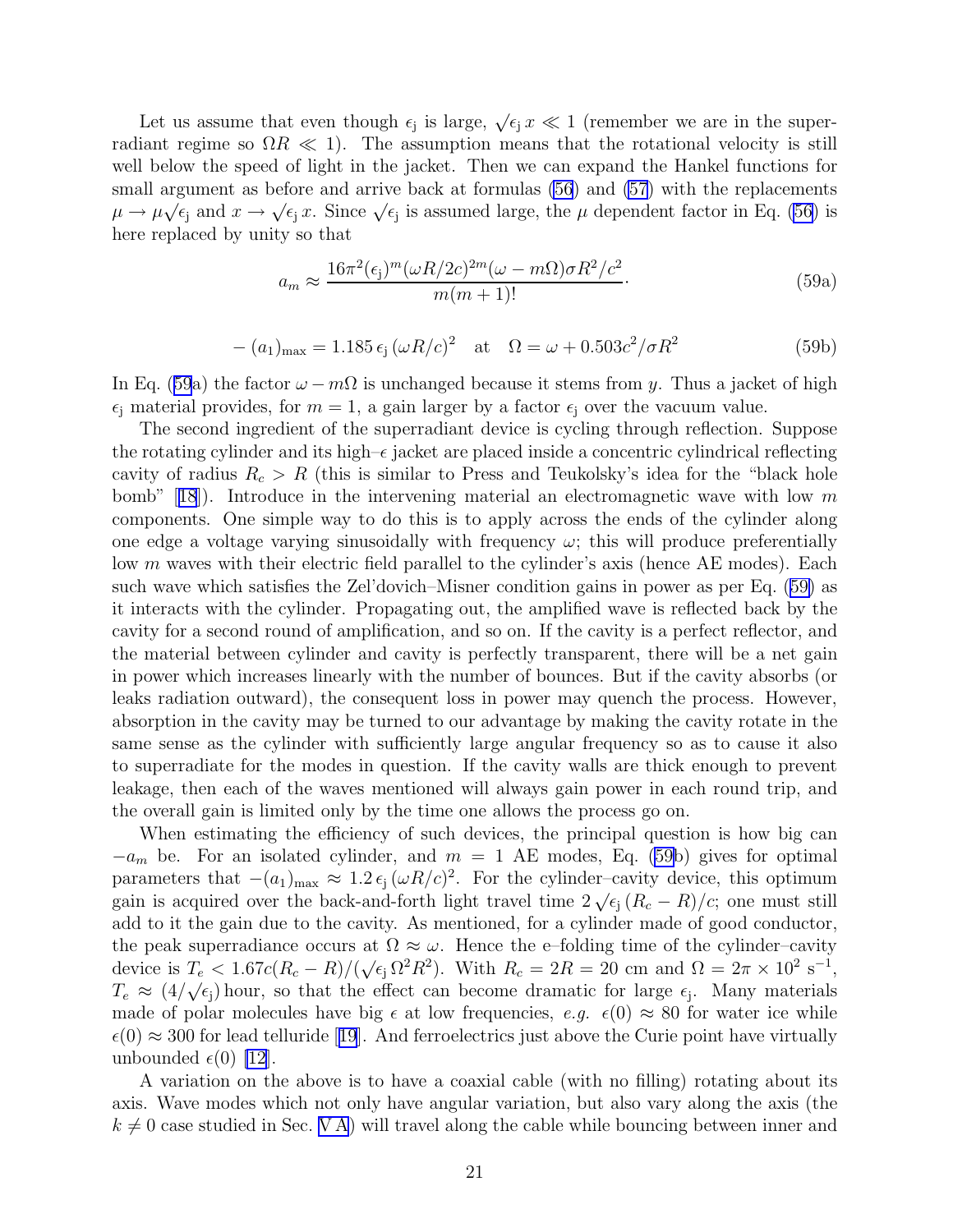Let us assume that even though $\epsilon_{\rm j}$ is large, $\sqrt{\epsilon_{\rm j}}\, x \ll 1$ (remember we are in the superradiant regime so $\Omega R \ll 1$). The assumption means that the rotational velocity is still well below the speed of light in the jacket. Then we can expand the Hankel functions for small argument as before and arrive back at formulas (56) and (57) with the replacements $\mu \to \mu\sqrt{\epsilon_{\rm j}}$ and $x \to \sqrt{\epsilon_{\rm j}}\, x$. Since $\sqrt{\epsilon_{\rm j}}$ is assumed large, the $\mu$ dependent factor in Eq. (56) is here replaced by unity so that

$$a_m \approx \frac{16\pi^2(\epsilon_{\rm j})^m(\omega R/2c)^{2m}(\omega - m\Omega)\sigma R^2/c^2}{m(m+1)!}. \tag{59a}$$

$$-\,(a_1)_{\rm max} = 1.185\,\epsilon_{\rm j}\,(\omega R/c)^2 \quad \text{at} \quad \Omega = \omega + 0.503c^2/\sigma R^2 \tag{59b}$$

In Eq. (59a) the factor $\omega - m\Omega$ is unchanged because it stems from $y$. Thus a jacket of high $\epsilon_{\rm j}$ material provides, for $m = 1$, a gain larger by a factor $\epsilon_{\rm j}$ over the vacuum value.

The second ingredient of the superradiant device is cycling through reflection. Suppose the rotating cylinder and its high–$\epsilon$ jacket are placed inside a concentric cylindrical reflecting cavity of radius $R_c > R$ (this is similar to Press and Teukolsky's idea for the "black hole bomb" [18]). Introduce in the intervening material an electromagnetic wave with low $m$ components. One simple way to do this is to apply across the ends of the cylinder along one edge a voltage varying sinusoidally with frequency $\omega$; this will produce preferentially low $m$ waves with their electric field parallel to the cylinder's axis (hence AE modes). Each such wave which satisfies the Zel'dovich–Misner condition gains in power as per Eq. (59) as it interacts with the cylinder. Propagating out, the amplified wave is reflected back by the cavity for a second round of amplification, and so on. If the cavity is a perfect reflector, and the material between cylinder and cavity is perfectly transparent, there will be a net gain in power which increases linearly with the number of bounces. But if the cavity absorbs (or leaks radiation outward), the consequent loss in power may quench the process. However, absorption in the cavity may be turned to our advantage by making the cavity rotate in the same sense as the cylinder with sufficiently large angular frequency so as to cause it also to superradiate for the modes in question. If the cavity walls are thick enough to prevent leakage, then each of the waves mentioned will always gain power in each round trip, and the overall gain is limited only by the time one allows the process go on.

When estimating the efficiency of such devices, the principal question is how big can $-a_m$ be. For an isolated cylinder, and $m = 1$ AE modes, Eq. (59b) gives for optimal parameters that $-(a_1)_{\rm max} \approx 1.2\,\epsilon_{\rm j}\,(\omega R/c)^2$. For the cylinder–cavity device, this optimum gain is acquired over the back-and-forth light travel time $2\sqrt{\epsilon_{\rm j}}\,(R_c - R)/c$; one must still add to it the gain due to the cavity. As mentioned, for a cylinder made of good conductor, the peak superradiance occurs at $\Omega \approx \omega$. Hence the e–folding time of the cylinder–cavity device is $T_e < 1.67c(R_c - R)/(\sqrt{\epsilon_{\rm j}}\,\Omega^2 R^2)$. With $R_c = 2R = 20$ cm and $\Omega = 2\pi \times 10^2\ {\rm s}^{-1}$, $T_e \approx (4/\sqrt{\epsilon_{\rm j}})$ hour, so that the effect can become dramatic for large $\epsilon_{\rm j}$. Many materials made of polar molecules have big $\epsilon$ at low frequencies, *e.g.* $\epsilon(0) \approx 80$ for water ice while $\epsilon(0) \approx 300$ for lead telluride [19]. And ferroelectrics just above the Curie point have virtually unbounded $\epsilon(0)$ [12].

A variation on the above is to have a coaxial cable (with no filling) rotating about its axis. Wave modes which not only have angular variation, but also vary along the axis (the $k \neq 0$ case studied in Sec. V A) will travel along the cable while bouncing between inner and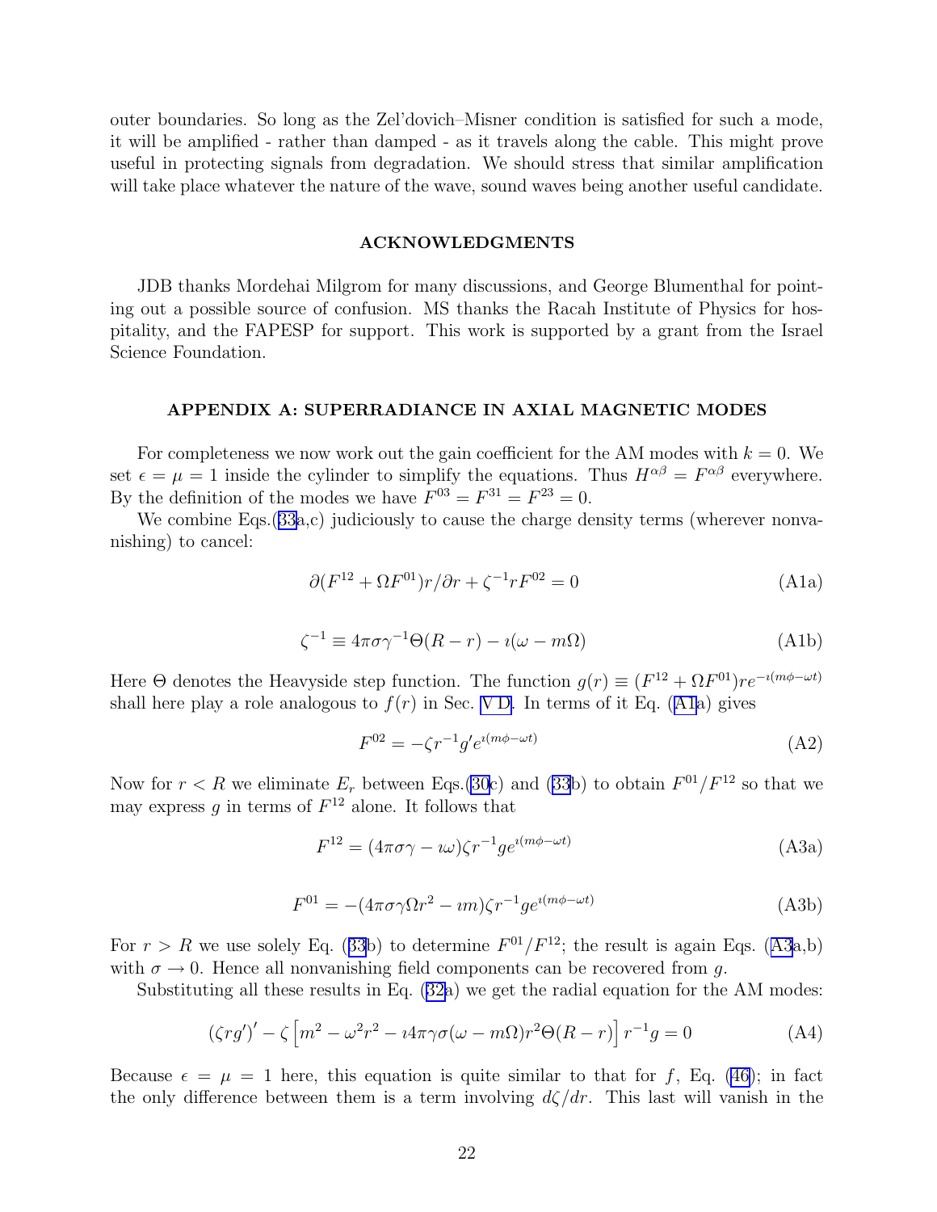outer boundaries. So long as the Zel'dovich–Misner condition is satisfied for such a mode, it will be amplified - rather than damped - as it travels along the cable. This might prove useful in protecting signals from degradation. We should stress that similar amplification will take place whatever the nature of the wave, sound waves being another useful candidate.

## ACKNOWLEDGMENTS

JDB thanks Mordehai Milgrom for many discussions, and George Blumenthal for pointing out a possible source of confusion. MS thanks the Racah Institute of Physics for hospitality, and the FAPESP for support. This work is supported by a grant from the Israel Science Foundation.

## APPENDIX A: SUPERRADIANCE IN AXIAL MAGNETIC MODES

For completeness we now work out the gain coefficient for the AM modes with $k = 0$. We set $\epsilon = \mu = 1$ inside the cylinder to simplify the equations. Thus $H^{\alpha\beta} = F^{\alpha\beta}$ everywhere. By the definition of the modes we have $F^{03} = F^{31} = F^{23} = 0$.

We combine Eqs.(33a,c) judiciously to cause the charge density terms (wherever nonvanishing) to cancel:

$$\partial(F^{12} + \Omega F^{01})r/\partial r + \zeta^{-1} r F^{02} = 0 \tag{A1a}$$

$$\zeta^{-1} \equiv 4\pi\sigma\gamma^{-1}\Theta(R - r) - \imath(\omega - m\Omega) \tag{A1b}$$

Here $\Theta$ denotes the Heavyside step function. The function $g(r) \equiv (F^{12} + \Omega F^{01}) r e^{-\imath(m\phi-\omega t)}$ shall here play a role analogous to $f(r)$ in Sec. V D. In terms of it Eq. (A1a) gives

$$F^{02} = -\zeta r^{-1} g' e^{\imath(m\phi-\omega t)} \tag{A2}$$

Now for $r < R$ we eliminate $E_r$ between Eqs.(30c) and (33b) to obtain $F^{01}/F^{12}$ so that we may express $g$ in terms of $F^{12}$ alone. It follows that

$$F^{12} = (4\pi\sigma\gamma - \imath\omega)\zeta r^{-1} g e^{\imath(m\phi-\omega t)} \tag{A3a}$$

$$F^{01} = -(4\pi\sigma\gamma\Omega r^2 - \imath m)\zeta r^{-1} g e^{\imath(m\phi-\omega t)} \tag{A3b}$$

For $r > R$ we use solely Eq. (33b) to determine $F^{01}/F^{12}$; the result is again Eqs. (A3a,b) with $\sigma \to 0$. Hence all nonvanishing field components can be recovered from $g$.

Substituting all these results in Eq. (32a) we get the radial equation for the AM modes:

$$(\zeta r g')' - \zeta \left[m^2 - \omega^2 r^2 - \imath 4\pi\gamma\sigma(\omega - m\Omega) r^2 \Theta(R - r)\right] r^{-1} g = 0 \tag{A4}$$

Because $\epsilon = \mu = 1$ here, this equation is quite similar to that for $f$, Eq. (46); in fact the only difference between them is a term involving $d\zeta/dr$. This last will vanish in the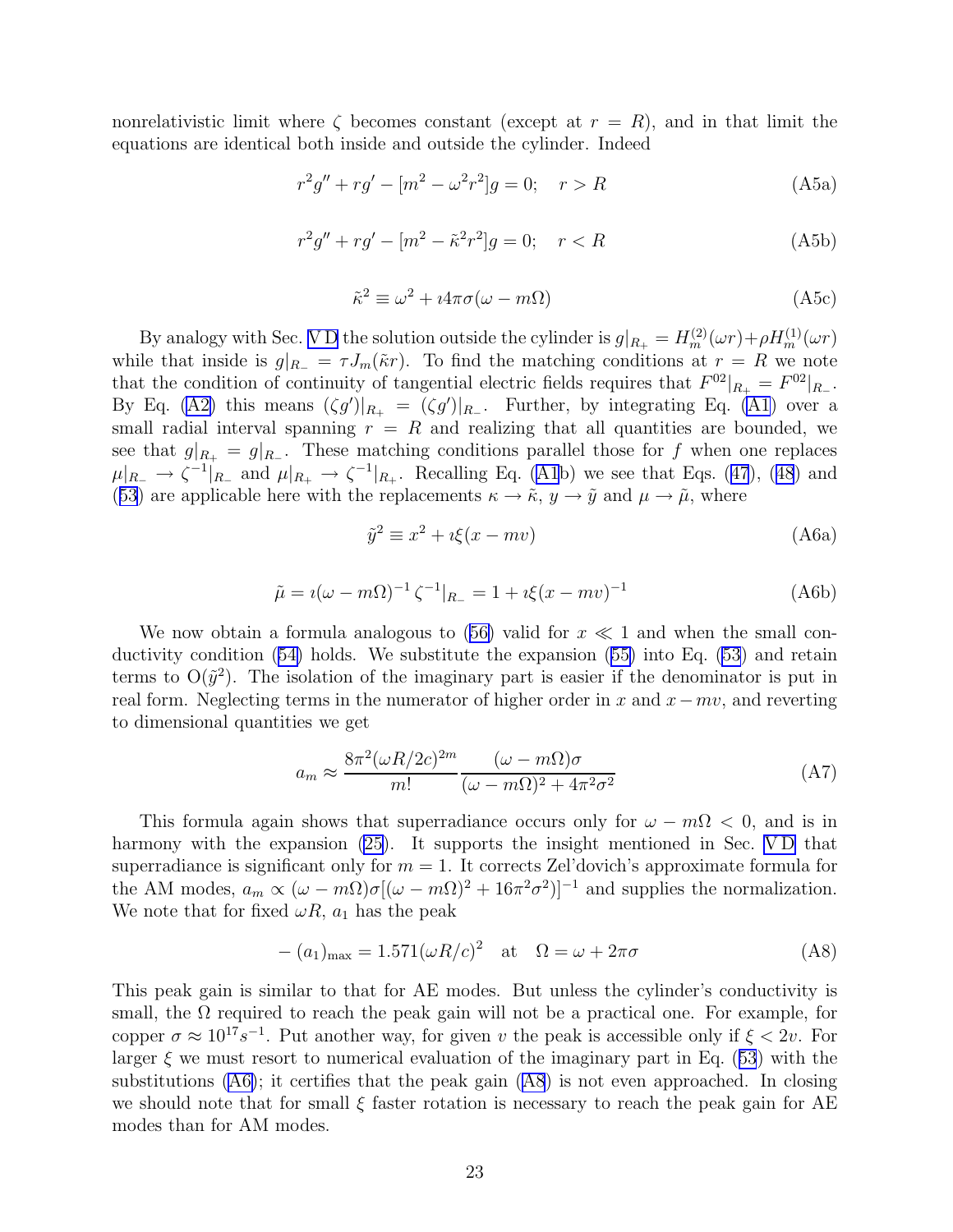nonrelativistic limit where $\zeta$ becomes constant (except at $r = R$), and in that limit the equations are identical both inside and outside the cylinder. Indeed

$$r^2 g'' + rg' - [m^2 - \omega^2 r^2]g = 0; \quad r > R \tag{A5a}$$

$$r^2 g'' + rg' - [m^2 - \tilde{\kappa}^2 r^2]g = 0; \quad r < R \tag{A5b}$$

$$\tilde{\kappa}^2 \equiv \omega^2 + \imath 4\pi\sigma(\omega - m\Omega) \tag{A5c}$$

By analogy with Sec. V D the solution outside the cylinder is $g|_{R_+} = H_m^{(2)}(\omega r) + \rho H_m^{(1)}(\omega r)$ while that inside is $g|_{R_-} = \tau J_m(\tilde{\kappa} r)$. To find the matching conditions at $r = R$ we note that the condition of continuity of tangential electric fields requires that $F^{02}|_{R_+} = F^{02}|_{R_-}$. By Eq. (A2) this means $(\zeta g')|_{R_+} = (\zeta g')|_{R_-}$. Further, by integrating Eq. (A1) over a small radial interval spanning $r = R$ and realizing that all quantities are bounded, we see that $g|_{R_+} = g|_{R_-}$. These matching conditions parallel those for $f$ when one replaces $\mu|_{R_-} \to \zeta^{-1}|_{R_-}$ and $\mu|_{R_+} \to \zeta^{-1}|_{R_+}$. Recalling Eq. (A1b) we see that Eqs. (47), (48) and (53) are applicable here with the replacements $\kappa \to \tilde{\kappa}$, $y \to \tilde{y}$ and $\mu \to \tilde{\mu}$, where

$$\tilde{y}^2 \equiv x^2 + \imath\xi(x - mv) \tag{A6a}$$

$$\tilde{\mu} = \imath(\omega - m\Omega)^{-1}\,\zeta^{-1}|_{R_-} = 1 + \imath\xi(x - mv)^{-1} \tag{A6b}$$

We now obtain a formula analogous to (56) valid for $x \ll 1$ and when the small conductivity condition (54) holds. We substitute the expansion (55) into Eq. (53) and retain terms to $\mathrm{O}(\tilde{y}^2)$. The isolation of the imaginary part is easier if the denominator is put in real form. Neglecting terms in the numerator of higher order in $x$ and $x - mv$, and reverting to dimensional quantities we get

$$a_m \approx \frac{8\pi^2(\omega R/2c)^{2m}}{m!}\frac{(\omega - m\Omega)\sigma}{(\omega - m\Omega)^2 + 4\pi^2\sigma^2} \tag{A7}$$

This formula again shows that superradiance occurs only for $\omega - m\Omega < 0$, and is in harmony with the expansion (25). It supports the insight mentioned in Sec. V D that superradiance is significant only for $m = 1$. It corrects Zel'dovich's approximate formula for the AM modes, $a_m \propto (\omega - m\Omega)\sigma[(\omega - m\Omega)^2 + 16\pi^2\sigma^2)]^{-1}$ and supplies the normalization. We note that for fixed $\omega R$, $a_1$ has the peak

$$-(a_1)_{\max} = 1.571(\omega R/c)^2 \quad \text{at} \quad \Omega = \omega + 2\pi\sigma \tag{A8}$$

This peak gain is similar to that for AE modes. But unless the cylinder's conductivity is small, the $\Omega$ required to reach the peak gain will not be a practical one. For example, for copper $\sigma \approx 10^{17} s^{-1}$. Put another way, for given $v$ the peak is accessible only if $\xi < 2v$. For larger $\xi$ we must resort to numerical evaluation of the imaginary part in Eq. (53) with the substitutions (A6); it certifies that the peak gain (A8) is not even approached. In closing we should note that for small $\xi$ faster rotation is necessary to reach the peak gain for AE modes than for AM modes.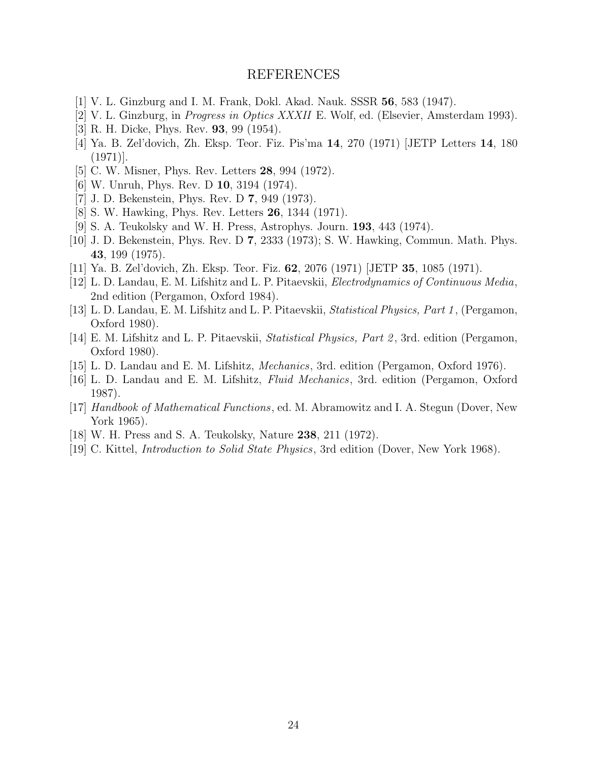# REFERENCES

[1] V. L. Ginzburg and I. M. Frank, Dokl. Akad. Nauk. SSSR **56**, 583 (1947).

[2] V. L. Ginzburg, in *Progress in Optics XXXII* E. Wolf, ed. (Elsevier, Amsterdam 1993).

[3] R. H. Dicke, Phys. Rev. **93**, 99 (1954).

[4] Ya. B. Zel'dovich, Zh. Eksp. Teor. Fiz. Pis'ma **14**, 270 (1971) [JETP Letters **14**, 180 (1971)].

[5] C. W. Misner, Phys. Rev. Letters **28**, 994 (1972).

[6] W. Unruh, Phys. Rev. D **10**, 3194 (1974).

[7] J. D. Bekenstein, Phys. Rev. D **7**, 949 (1973).

[8] S. W. Hawking, Phys. Rev. Letters **26**, 1344 (1971).

[9] S. A. Teukolsky and W. H. Press, Astrophys. Journ. **193**, 443 (1974).

[10] J. D. Bekenstein, Phys. Rev. D **7**, 2333 (1973); S. W. Hawking, Commun. Math. Phys. **43**, 199 (1975).

[11] Ya. B. Zel'dovich, Zh. Eksp. Teor. Fiz. **62**, 2076 (1971) [JETP **35**, 1085 (1971).

[12] L. D. Landau, E. M. Lifshitz and L. P. Pitaevskii, *Electrodynamics of Continuous Media*, 2nd edition (Pergamon, Oxford 1984).

[13] L. D. Landau, E. M. Lifshitz and L. P. Pitaevskii, *Statistical Physics, Part 1*, (Pergamon, Oxford 1980).

[14] E. M. Lifshitz and L. P. Pitaevskii, *Statistical Physics, Part 2*, 3rd. edition (Pergamon, Oxford 1980).

[15] L. D. Landau and E. M. Lifshitz, *Mechanics*, 3rd. edition (Pergamon, Oxford 1976).

[16] L. D. Landau and E. M. Lifshitz, *Fluid Mechanics*, 3rd. edition (Pergamon, Oxford 1987).

[17] *Handbook of Mathematical Functions*, ed. M. Abramowitz and I. A. Stegun (Dover, New York 1965).

[18] W. H. Press and S. A. Teukolsky, Nature **238**, 211 (1972).

[19] C. Kittel, *Introduction to Solid State Physics*, 3rd edition (Dover, New York 1968).